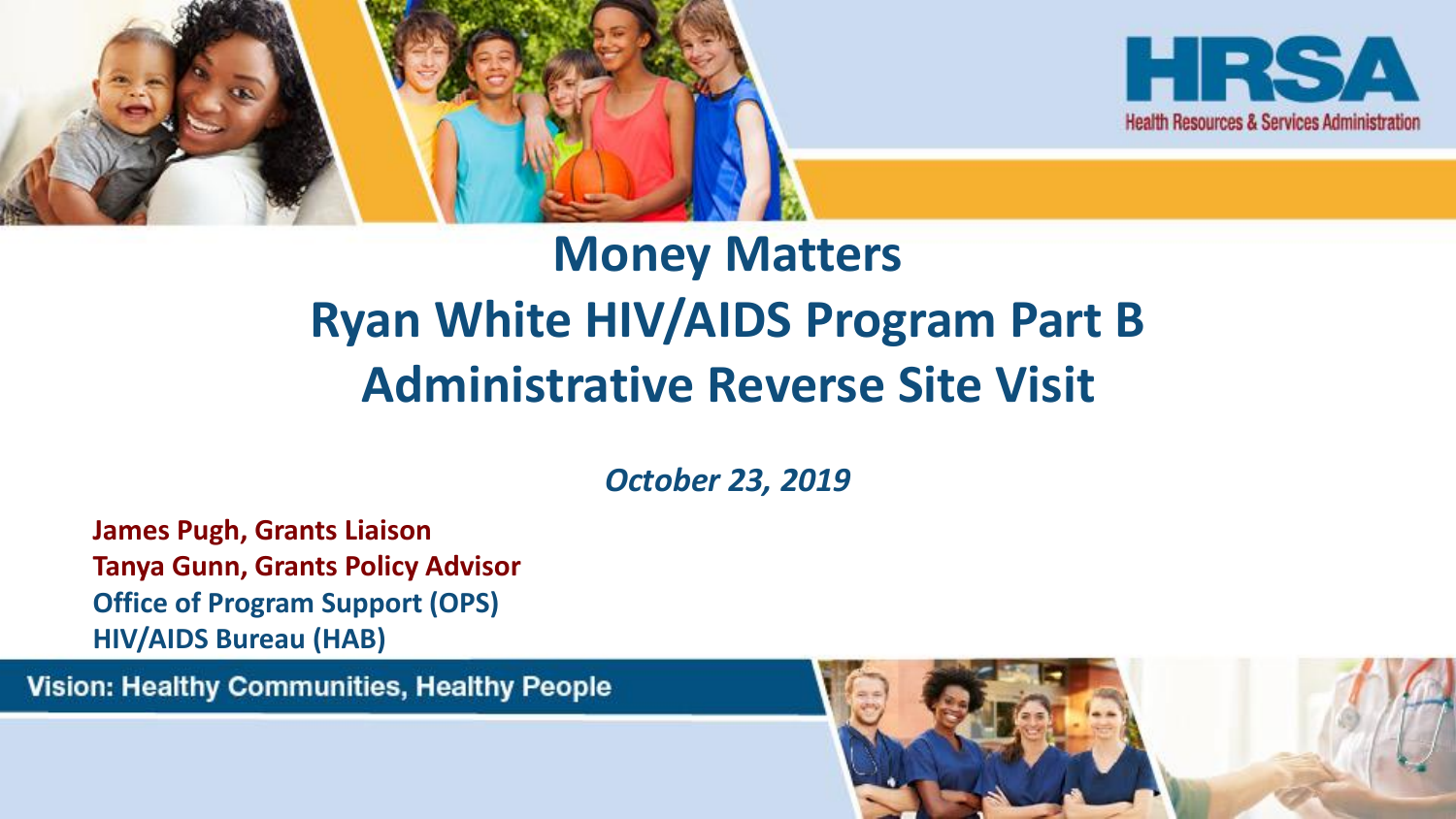# Money Matters
# Ryan White HIV/AIDS Program Part B
# Administrative Reverse Site Visit

*October 23, 2019*

**James Pugh, Grants Liaison**
**Tanya Gunn, Grants Policy Advisor**
**Office of Program Support (OPS)**
**HIV/AIDS Bureau (HAB)**

HRSA
Health Resources & Services Administration

Vision: Healthy Communities, Healthy People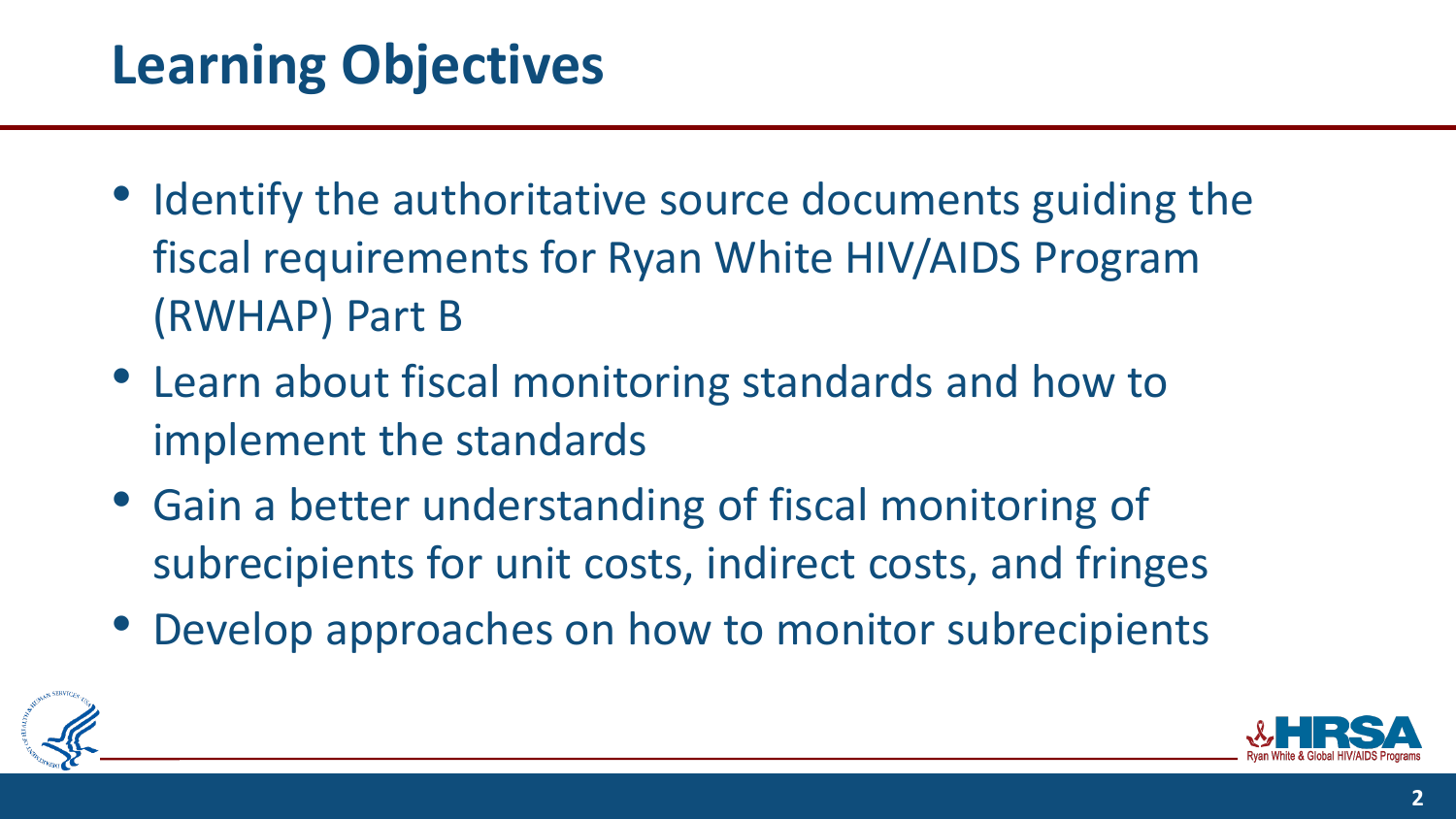# Learning Objectives

- Identify the authoritative source documents guiding the fiscal requirements for Ryan White HIV/AIDS Program (RWHAP) Part B
- Learn about fiscal monitoring standards and how to implement the standards
- Gain a better understanding of fiscal monitoring of subrecipients for unit costs, indirect costs, and fringes
- Develop approaches on how to monitor subrecipients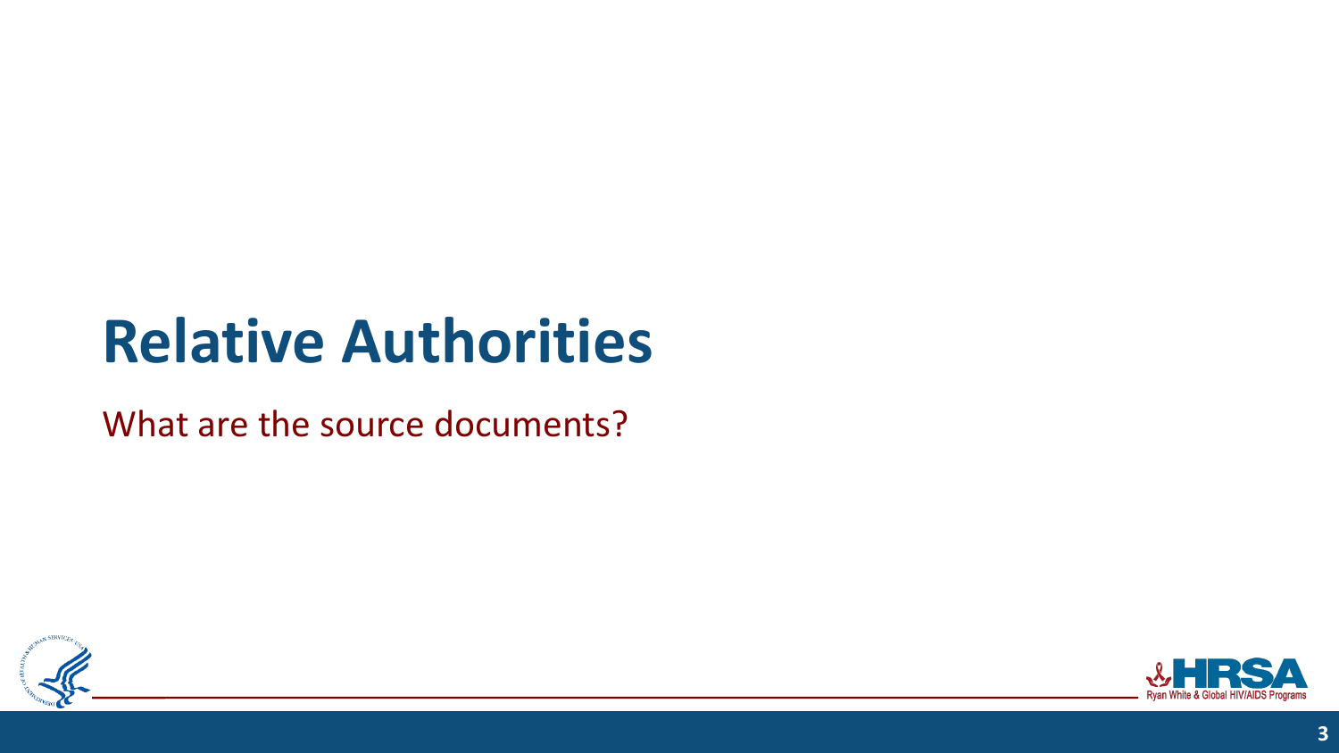# Relative Authorities

What are the source documents?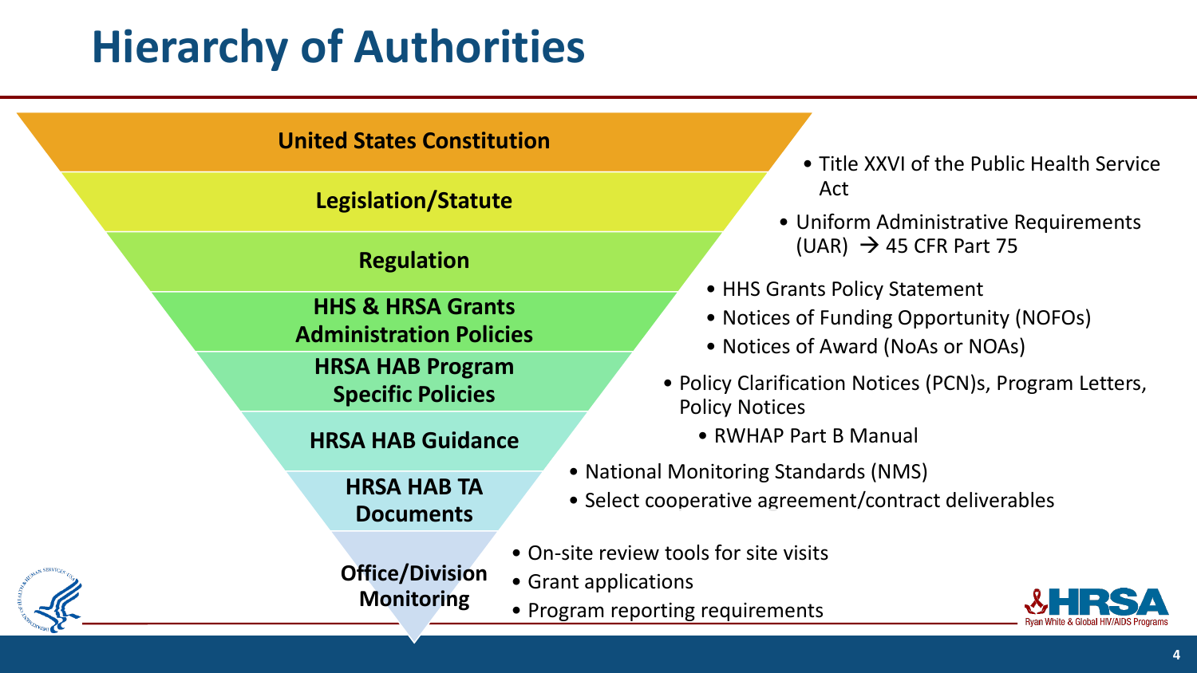# Hierarchy of Authorities

- **United States Constitution**
- **Legislation/Statute**
  - Title XXVI of the Public Health Service Act
- **Regulation**
  - Uniform Administrative Requirements (UAR) → 45 CFR Part 75
- **HHS & HRSA Grants Administration Policies**
  - HHS Grants Policy Statement
  - Notices of Funding Opportunity (NOFOs)
  - Notices of Award (NoAs or NOAs)
- **HRSA HAB Program Specific Policies**
  - Policy Clarification Notices (PCN)s, Program Letters, Policy Notices
- **HRSA HAB Guidance**
  - RWHAP Part B Manual
  - National Monitoring Standards (NMS)
- **HRSA HAB TA Documents**
  - Select cooperative agreement/contract deliverables
- **Office/Division Monitoring**
  - On-site review tools for site visits
  - Grant applications
  - Program reporting requirements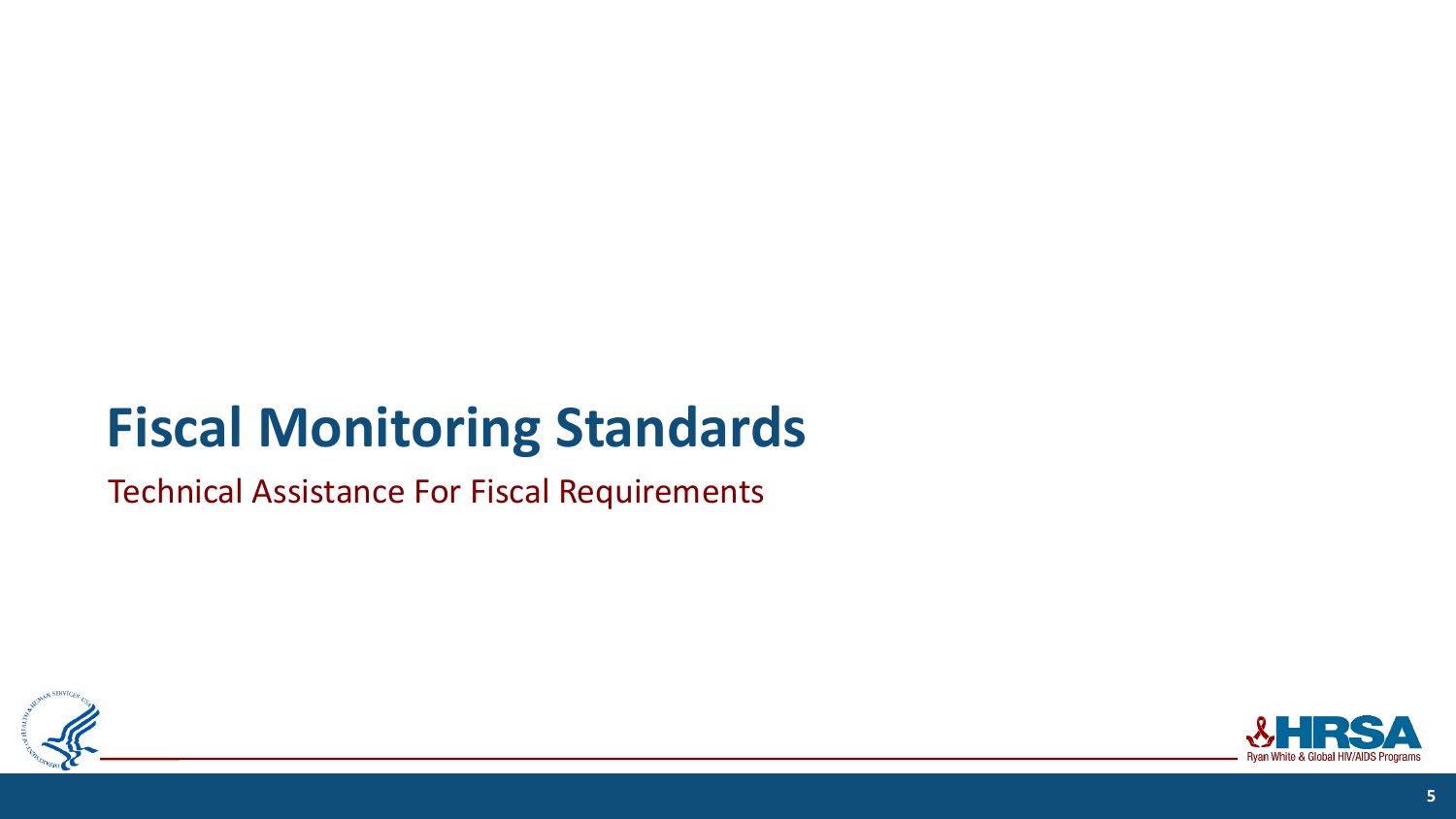# Fiscal Monitoring Standards

Technical Assistance For Fiscal Requirements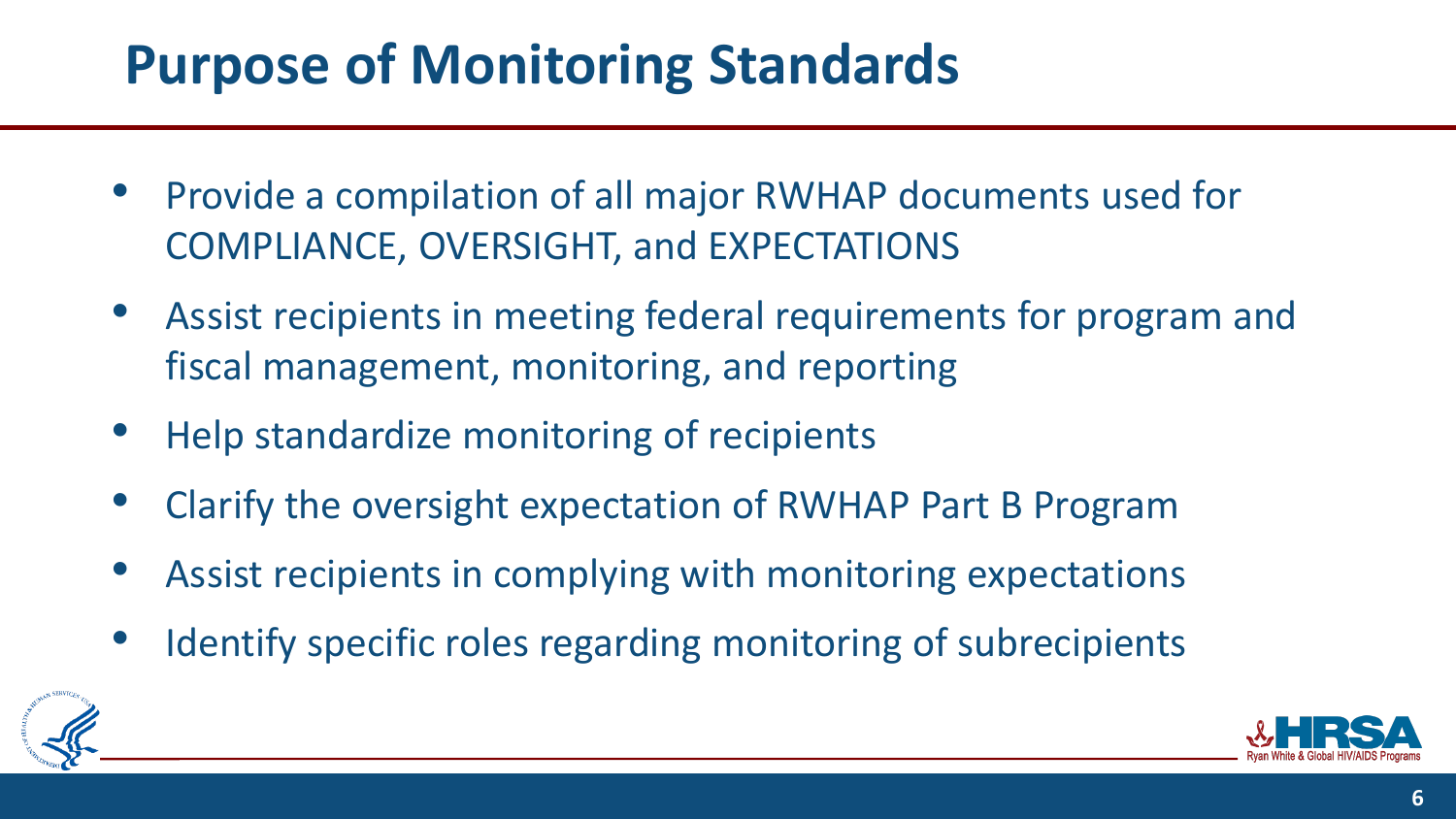# Purpose of Monitoring Standards

- Provide a compilation of all major RWHAP documents used for COMPLIANCE, OVERSIGHT, and EXPECTATIONS
- Assist recipients in meeting federal requirements for program and fiscal management, monitoring, and reporting
- Help standardize monitoring of recipients
- Clarify the oversight expectation of RWHAP Part B Program
- Assist recipients in complying with monitoring expectations
- Identify specific roles regarding monitoring of subrecipients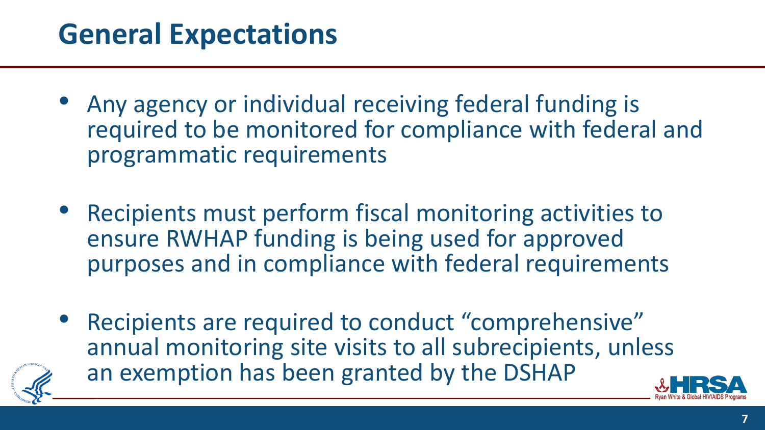# General Expectations

- Any agency or individual receiving federal funding is required to be monitored for compliance with federal and programmatic requirements
- Recipients must perform fiscal monitoring activities to ensure RWHAP funding is being used for approved purposes and in compliance with federal requirements
- Recipients are required to conduct "comprehensive" annual monitoring site visits to all subrecipients, unless an exemption has been granted by the DSHAP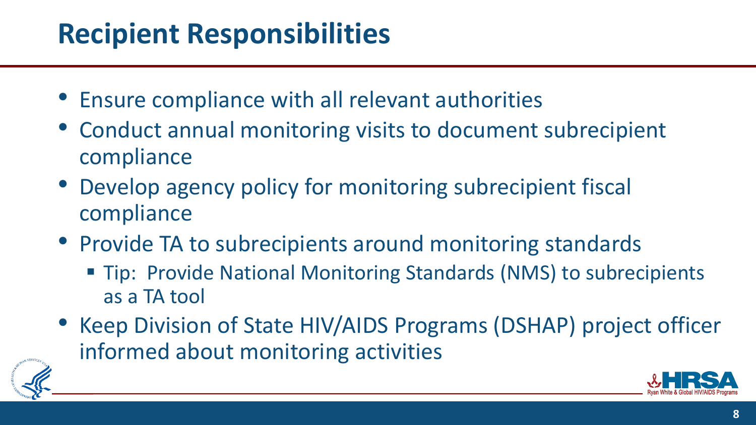# Recipient Responsibilities

- Ensure compliance with all relevant authorities
- Conduct annual monitoring visits to document subrecipient compliance
- Develop agency policy for monitoring subrecipient fiscal compliance
- Provide TA to subrecipients around monitoring standards
  - Tip: Provide National Monitoring Standards (NMS) to subrecipients as a TA tool
- Keep Division of State HIV/AIDS Programs (DSHAP) project officer informed about monitoring activities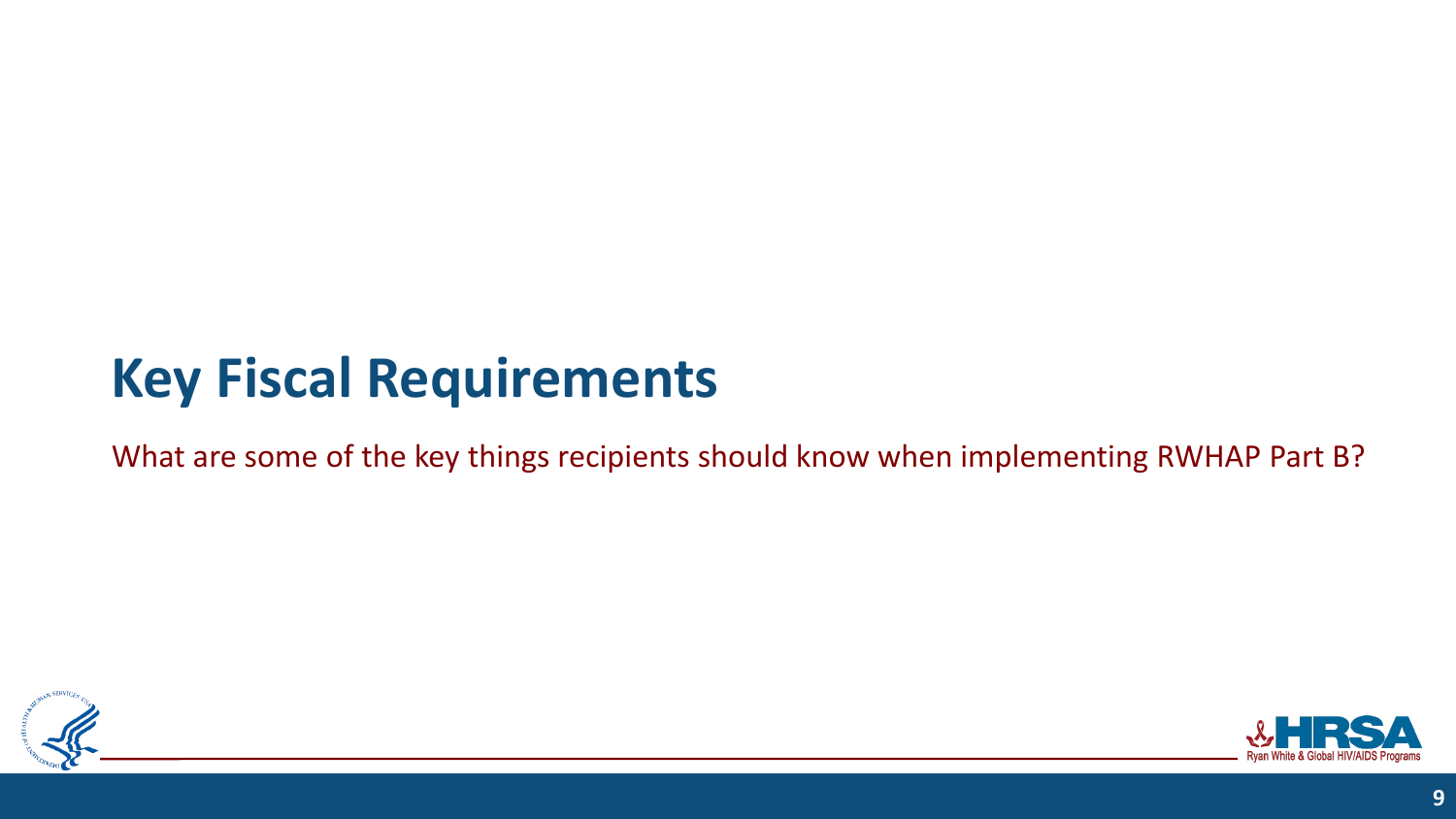# Key Fiscal Requirements

What are some of the key things recipients should know when implementing RWHAP Part B?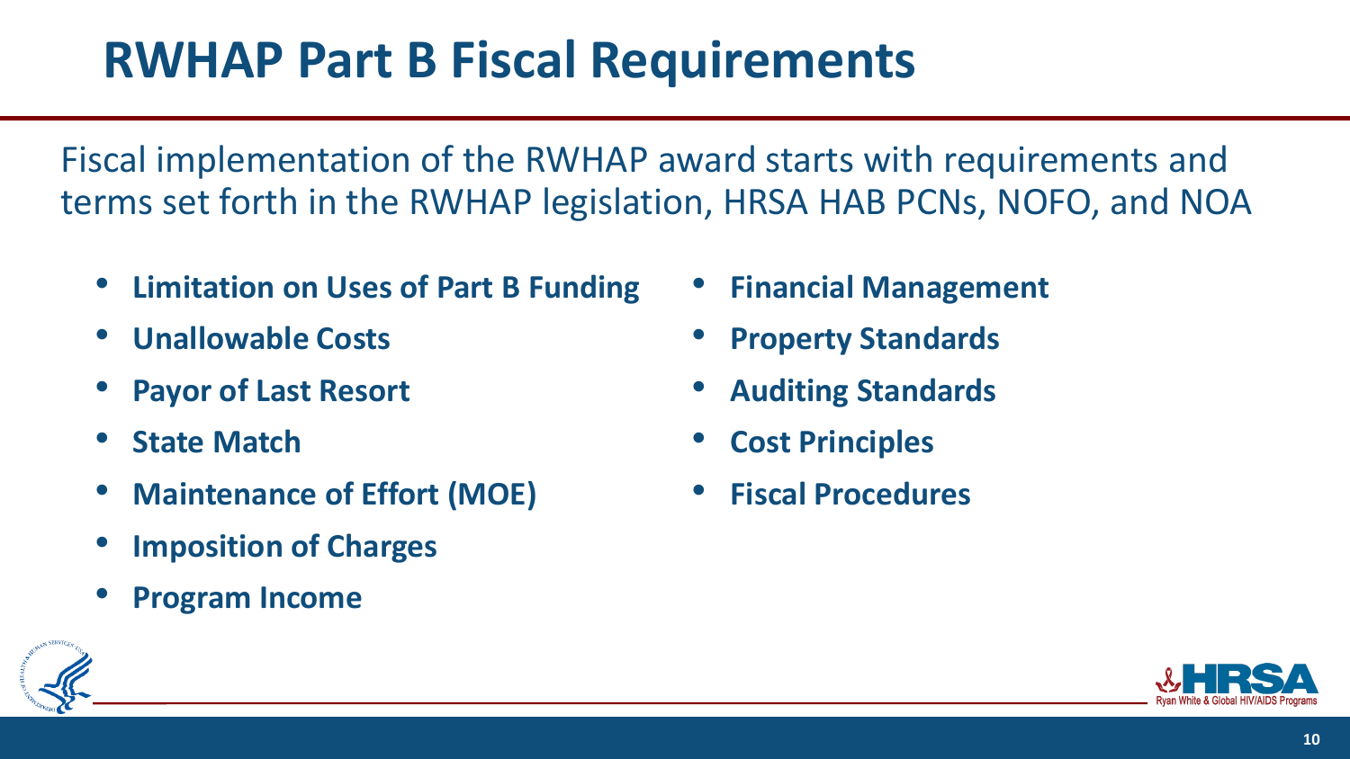# RWHAP Part B Fiscal Requirements

Fiscal implementation of the RWHAP award starts with requirements and terms set forth in the RWHAP legislation, HRSA HAB PCNs, NOFO, and NOA

- **Limitation on Uses of Part B Funding**
- **Unallowable Costs**
- **Payor of Last Resort**
- **State Match**
- **Maintenance of Effort (MOE)**
- **Imposition of Charges**
- **Program Income**
- **Financial Management**
- **Property Standards**
- **Auditing Standards**
- **Cost Principles**
- **Fiscal Procedures**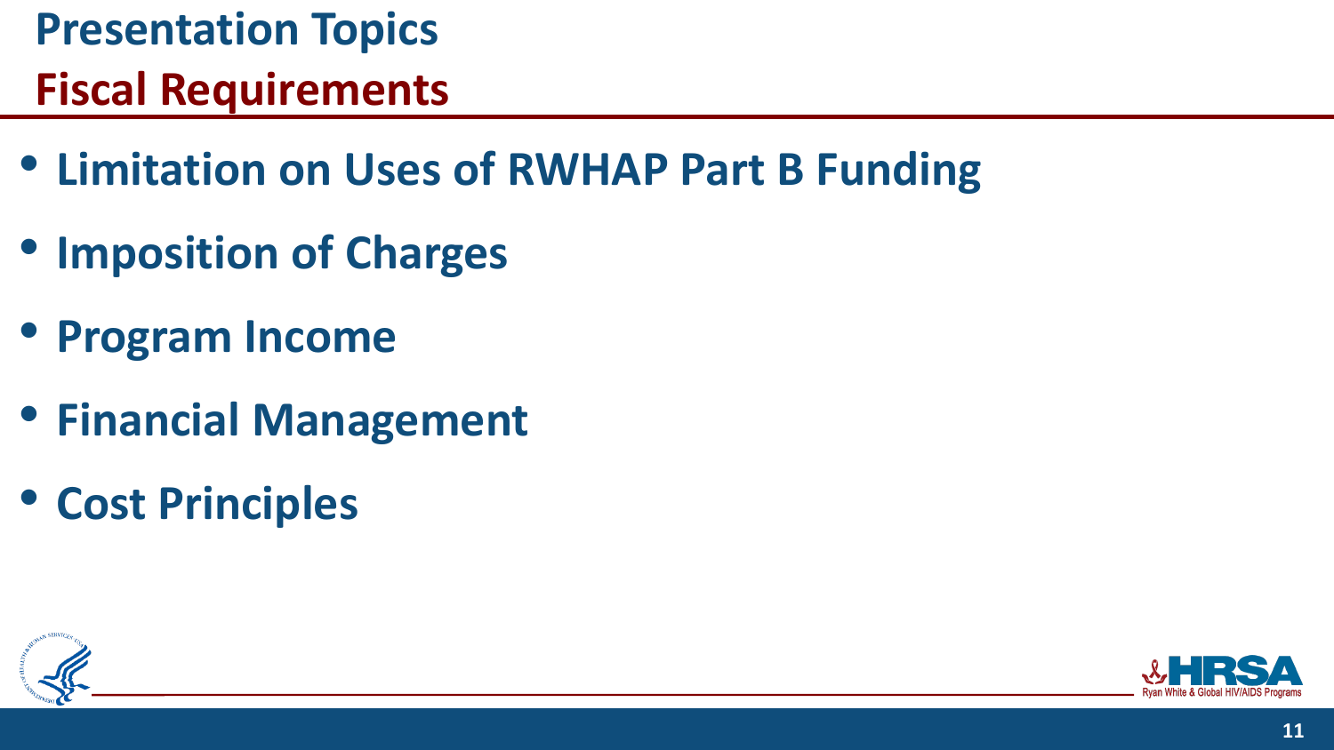# Presentation Topics

## Fiscal Requirements

- **Limitation on Uses of RWHAP Part B Funding**
- **Imposition of Charges**
- **Program Income**
- **Financial Management**
- **Cost Principles**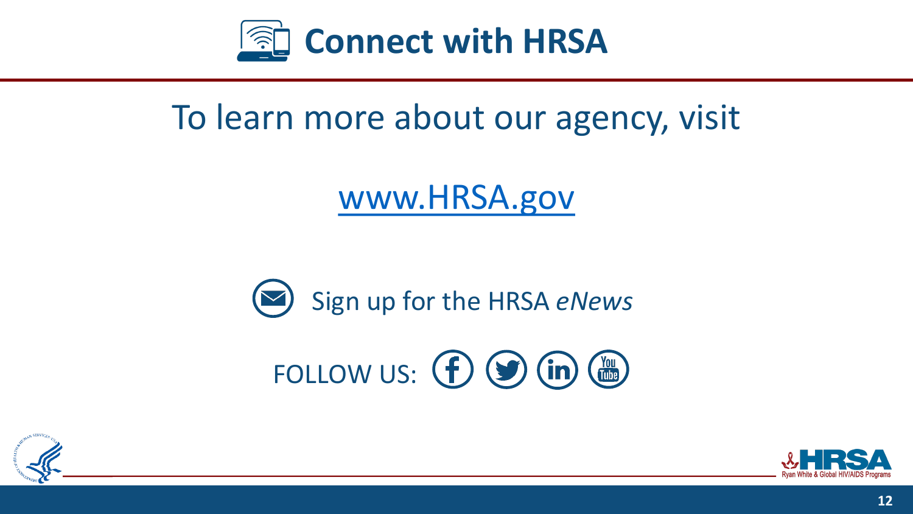# Connect with HRSA

To learn more about our agency, visit

[www.HRSA.gov](http://www.HRSA.gov)

Sign up for the HRSA *eNews*

FOLLOW US: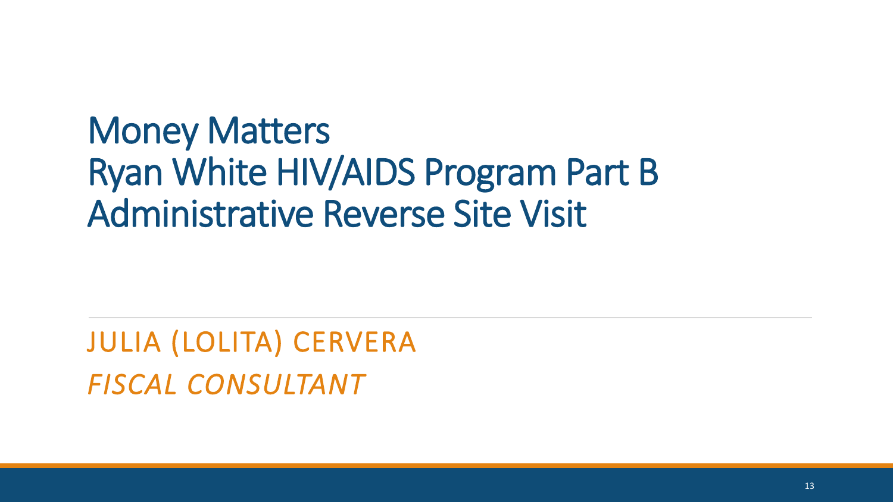# Money Matters
# Ryan White HIV/AIDS Program Part B
# Administrative Reverse Site Visit

JULIA (LOLITA) CERVERA

*FISCAL CONSULTANT*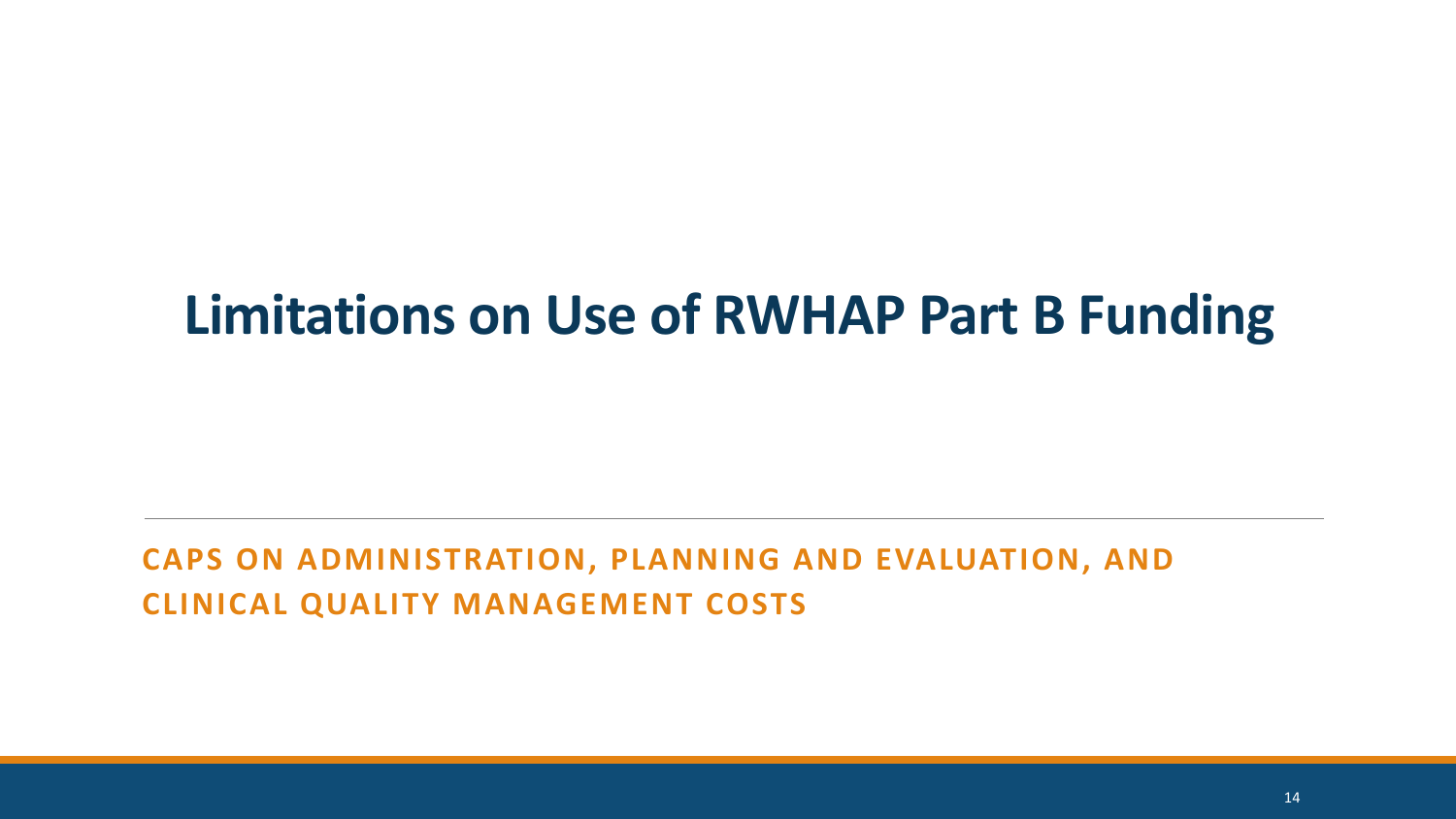# Limitations on Use of RWHAP Part B Funding

## CAPS ON ADMINISTRATION, PLANNING AND EVALUATION, AND CLINICAL QUALITY MANAGEMENT COSTS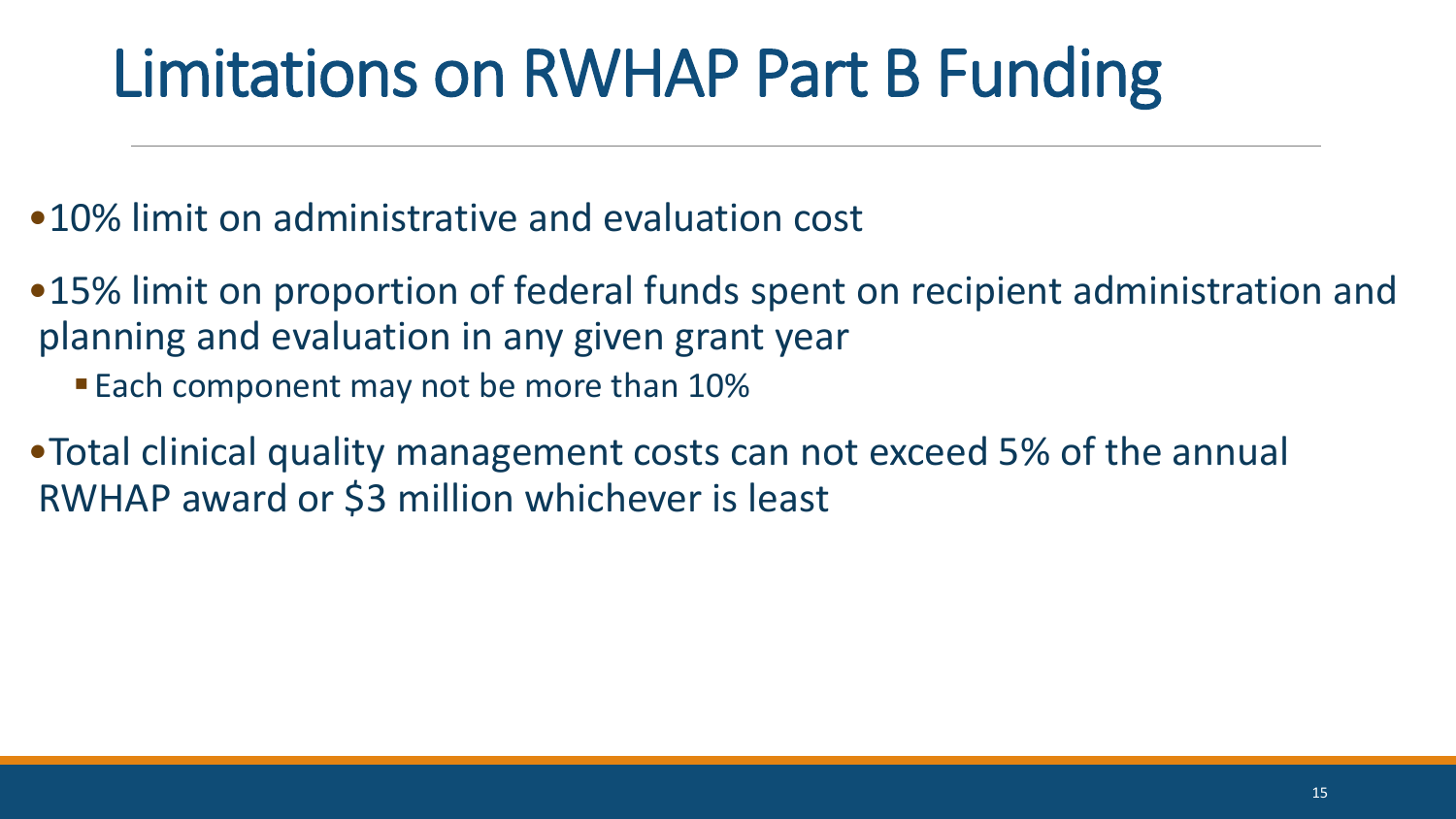# Limitations on RWHAP Part B Funding

- 10% limit on administrative and evaluation cost
- 15% limit on proportion of federal funds spent on recipient administration and planning and evaluation in any given grant year
  - Each component may not be more than 10%
- Total clinical quality management costs can not exceed 5% of the annual RWHAP award or $3 million whichever is least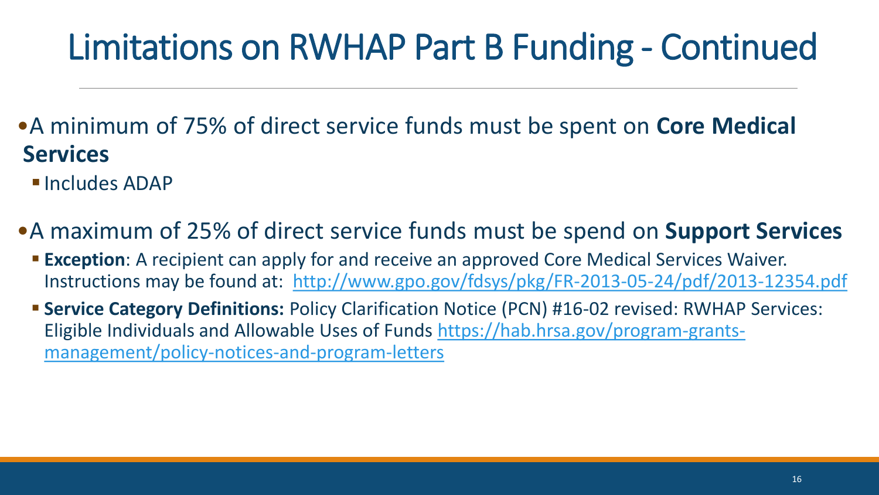# Limitations on RWHAP Part B Funding - Continued

- A minimum of 75% of direct service funds must be spent on **Core Medical Services**
  - Includes ADAP
- A maximum of 25% of direct service funds must be spend on **Support Services**
  - **Exception**: A recipient can apply for and receive an approved Core Medical Services Waiver. Instructions may be found at: [http://www.gpo.gov/fdsys/pkg/FR-2013-05-24/pdf/2013-12354.pdf](http://www.gpo.gov/fdsys/pkg/FR-2013-05-24/pdf/2013-12354.pdf)
  - **Service Category Definitions:** Policy Clarification Notice (PCN) #16-02 revised: RWHAP Services: Eligible Individuals and Allowable Uses of Funds [https://hab.hrsa.gov/program-grants-management/policy-notices-and-program-letters](https://hab.hrsa.gov/program-grants-management/policy-notices-and-program-letters)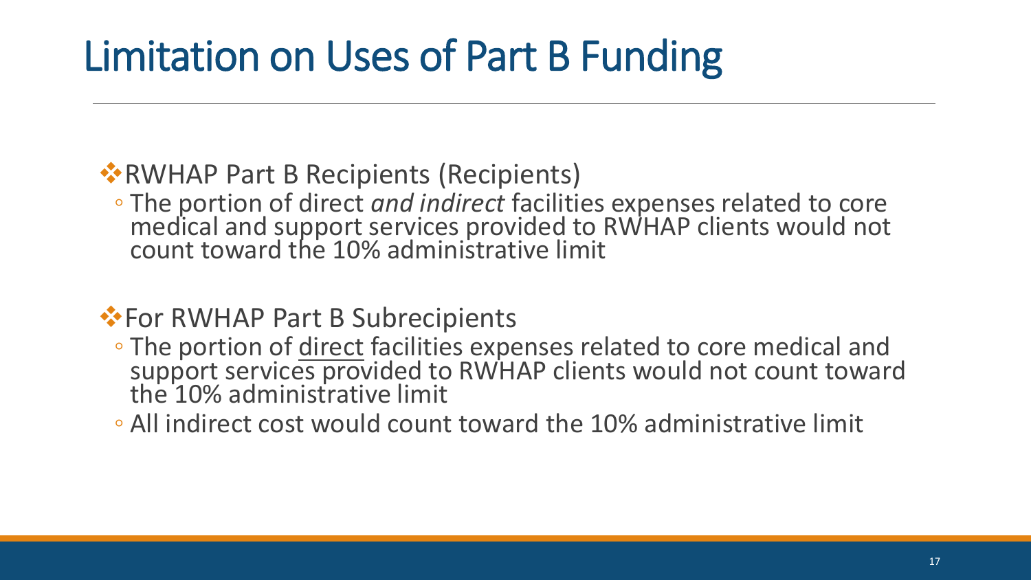# Limitation on Uses of Part B Funding

- RWHAP Part B Recipients (Recipients)
  - The portion of direct *and indirect* facilities expenses related to core medical and support services provided to RWHAP clients would not count toward the 10% administrative limit

- For RWHAP Part B Subrecipients
  - The portion of <u>direct</u> facilities expenses related to core medical and support services provided to RWHAP clients would not count toward the 10% administrative limit
  - All indirect cost would count toward the 10% administrative limit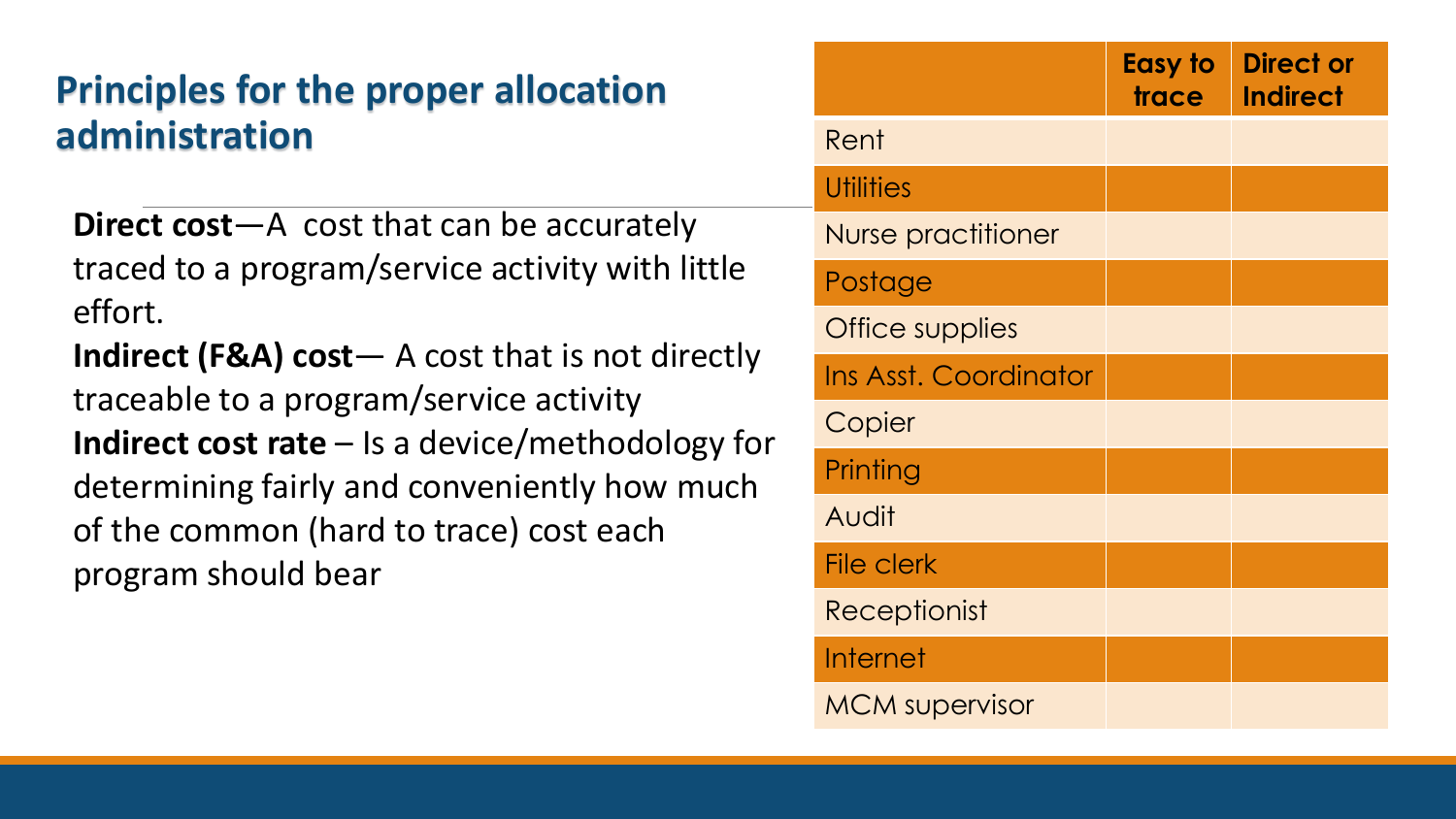## Principles for the proper allocation administration

**Direct cost**—A cost that can be accurately traced to a program/service activity with little effort.

**Indirect (F&A) cost**— A cost that is not directly traceable to a program/service activity

**Indirect cost rate** – Is a device/methodology for determining fairly and conveniently how much of the common (hard to trace) cost each program should bear

| | Easy to trace | Direct or Indirect |
|---|---|---|
| Rent | | |
| Utilities | | |
| Nurse practitioner | | |
| Postage | | |
| Office supplies | | |
| Ins Asst. Coordinator | | |
| Copier | | |
| Printing | | |
| Audit | | |
| File clerk | | |
| Receptionist | | |
| Internet | | |
| MCM supervisor | | |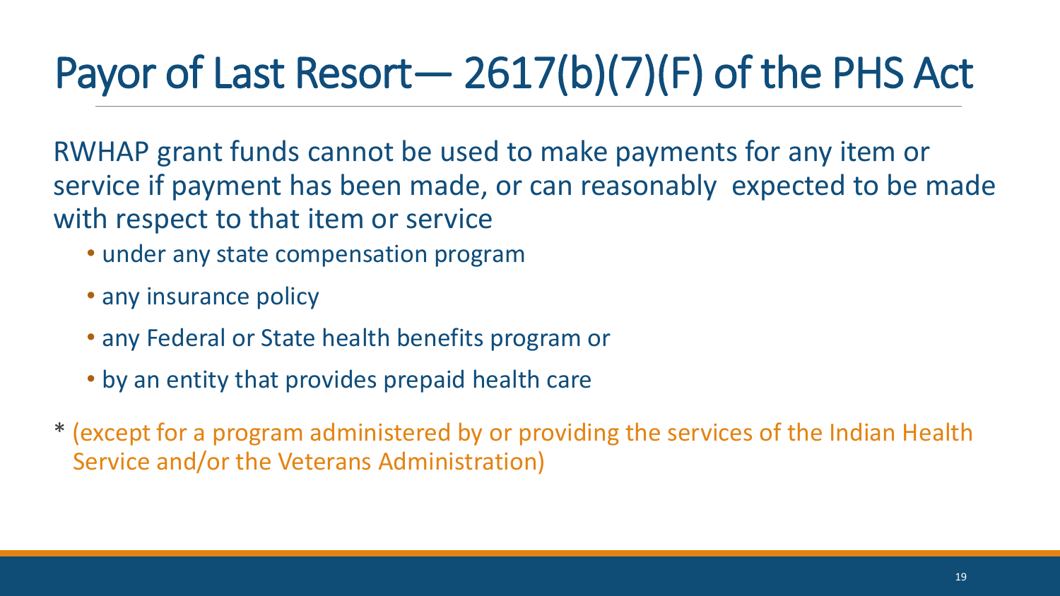# Payor of Last Resort— 2617(b)(7)(F) of the PHS Act

RWHAP grant funds cannot be used to make payments for any item or service if payment has been made, or can reasonably expected to be made with respect to that item or service

- under any state compensation program
- any insurance policy
- any Federal or State health benefits program or
- by an entity that provides prepaid health care

* (except for a program administered by or providing the services of the Indian Health Service and/or the Veterans Administration)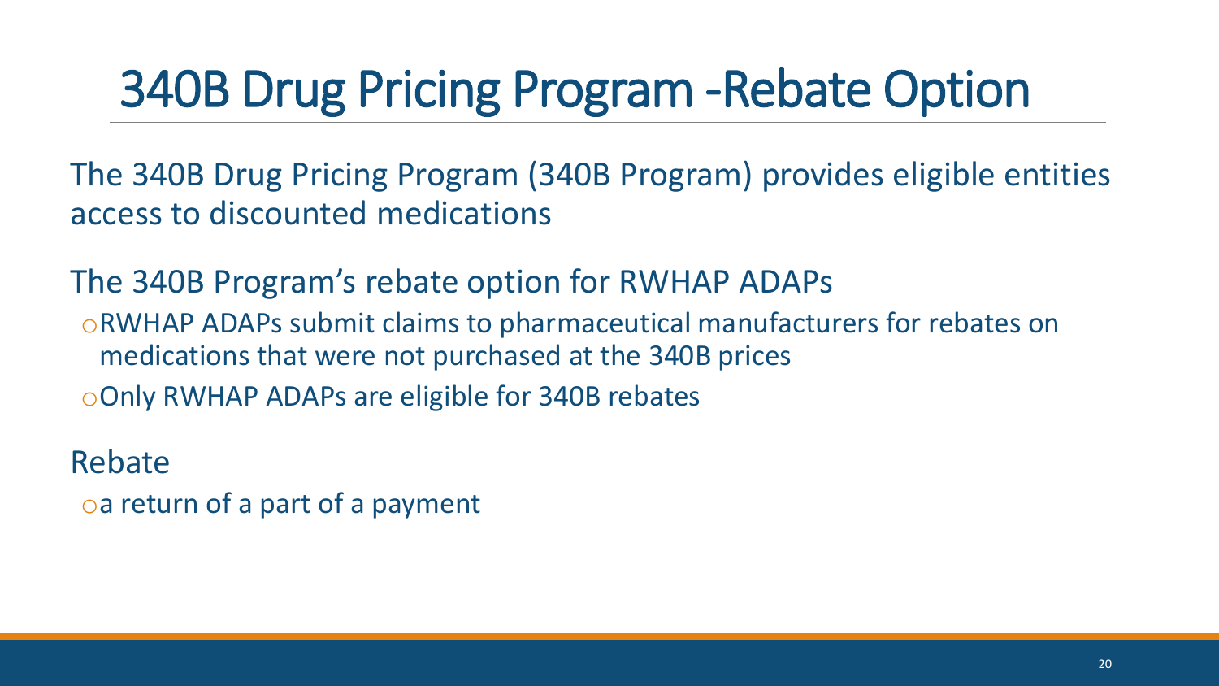# 340B Drug Pricing Program -Rebate Option

The 340B Drug Pricing Program (340B Program) provides eligible entities access to discounted medications

The 340B Program's rebate option for RWHAP ADAPs

- RWHAP ADAPs submit claims to pharmaceutical manufacturers for rebates on medications that were not purchased at the 340B prices
- Only RWHAP ADAPs are eligible for 340B rebates

Rebate

- a return of a part of a payment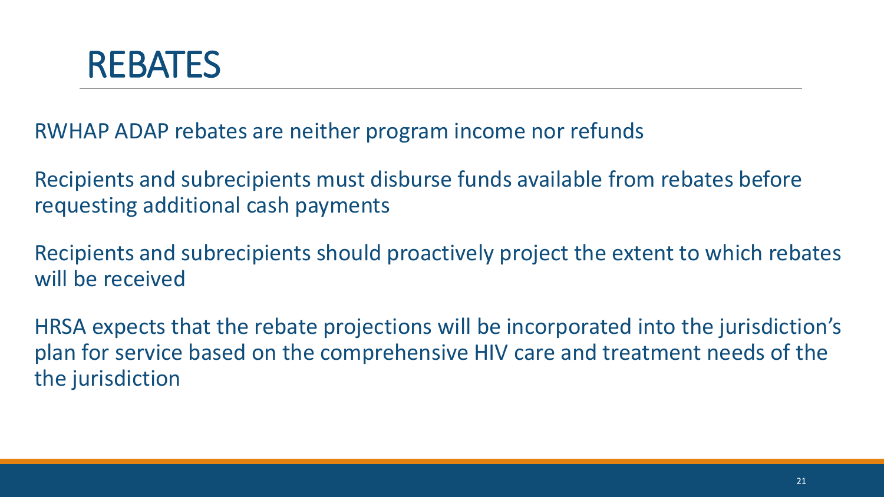# REBATES

RWHAP ADAP rebates are neither program income nor refunds

Recipients and subrecipients must disburse funds available from rebates before requesting additional cash payments

Recipients and subrecipients should proactively project the extent to which rebates will be received

HRSA expects that the rebate projections will be incorporated into the jurisdiction's plan for service based on the comprehensive HIV care and treatment needs of the the jurisdiction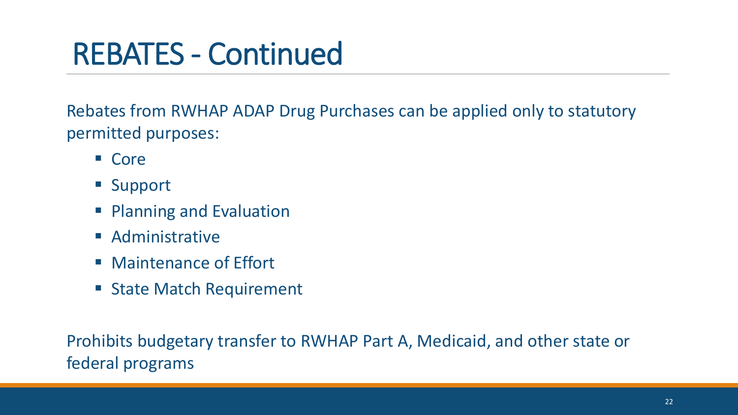# REBATES - Continued

Rebates from RWHAP ADAP Drug Purchases can be applied only to statutory permitted purposes:

- Core
- Support
- Planning and Evaluation
- Administrative
- Maintenance of Effort
- State Match Requirement

Prohibits budgetary transfer to RWHAP Part A, Medicaid, and other state or federal programs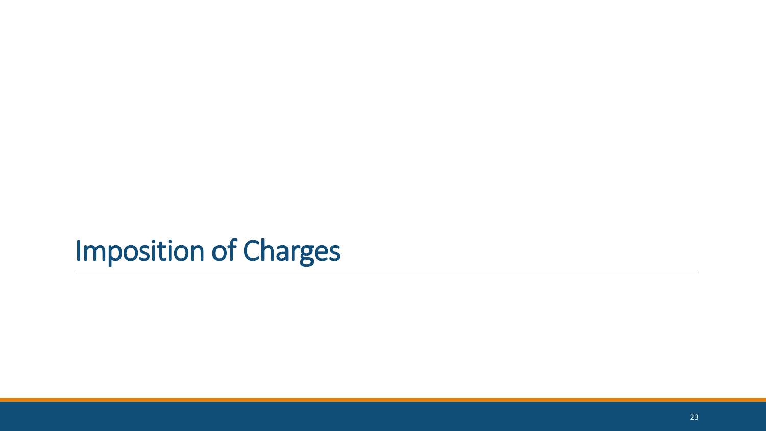# Imposition of Charges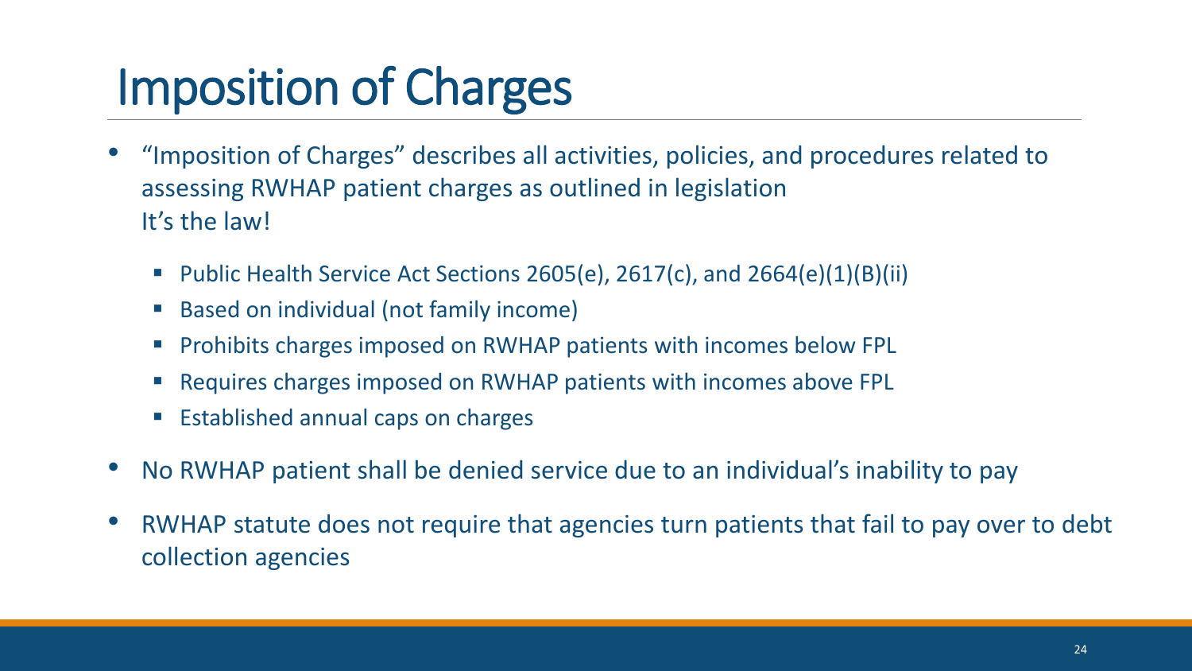# Imposition of Charges

- "Imposition of Charges" describes all activities, policies, and procedures related to assessing RWHAP patient charges as outlined in legislation
  It's the law!
  - Public Health Service Act Sections 2605(e), 2617(c), and 2664(e)(1)(B)(ii)
  - Based on individual (not family income)
  - Prohibits charges imposed on RWHAP patients with incomes below FPL
  - Requires charges imposed on RWHAP patients with incomes above FPL
  - Established annual caps on charges
- No RWHAP patient shall be denied service due to an individual's inability to pay
- RWHAP statute does not require that agencies turn patients that fail to pay over to debt collection agencies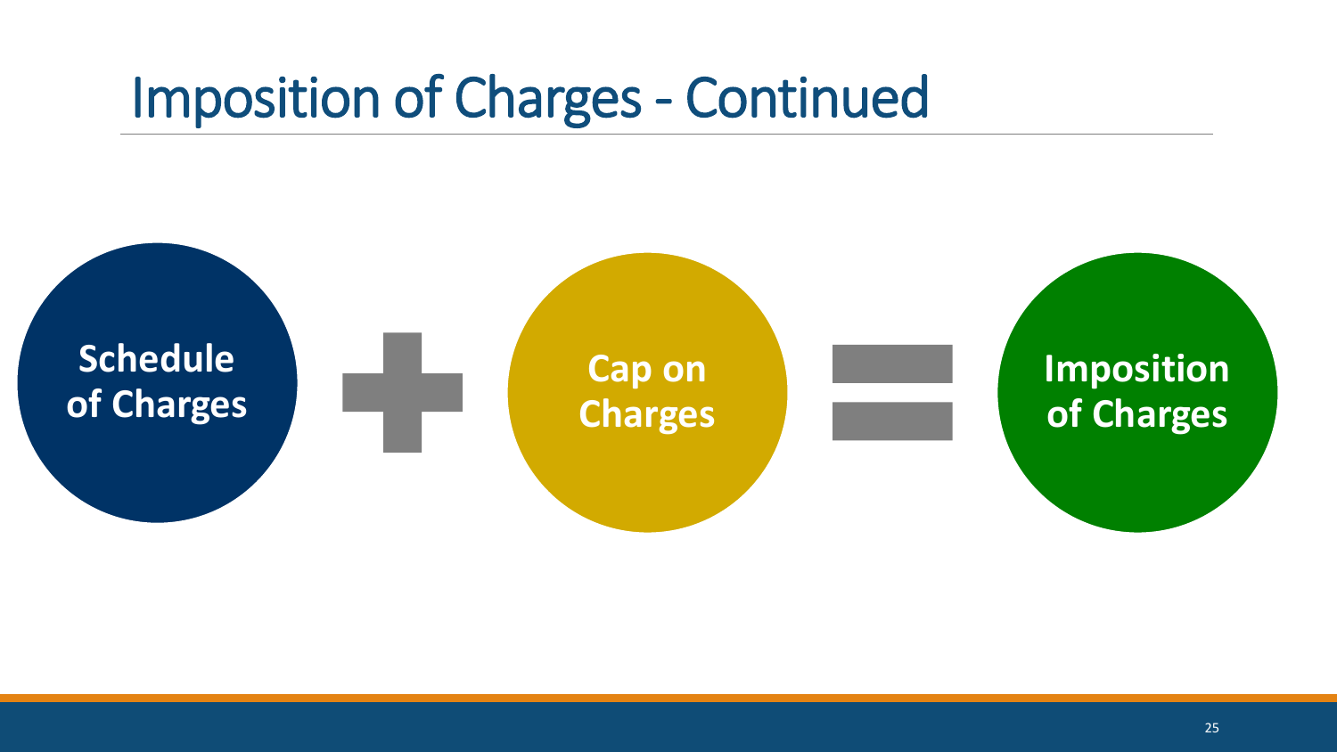# Imposition of Charges - Continued

**Schedule of Charges** + **Cap on Charges** = **Imposition of Charges**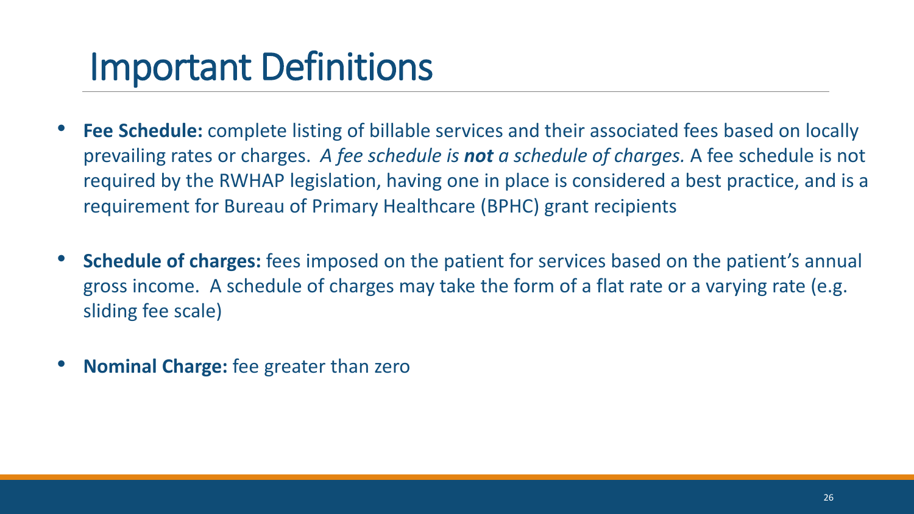# Important Definitions

- **Fee Schedule:** complete listing of billable services and their associated fees based on locally prevailing rates or charges. *A fee schedule is **not** a schedule of charges.* A fee schedule is not required by the RWHAP legislation, having one in place is considered a best practice, and is a requirement for Bureau of Primary Healthcare (BPHC) grant recipients

- **Schedule of charges:** fees imposed on the patient for services based on the patient's annual gross income. A schedule of charges may take the form of a flat rate or a varying rate (e.g. sliding fee scale)

- **Nominal Charge:** fee greater than zero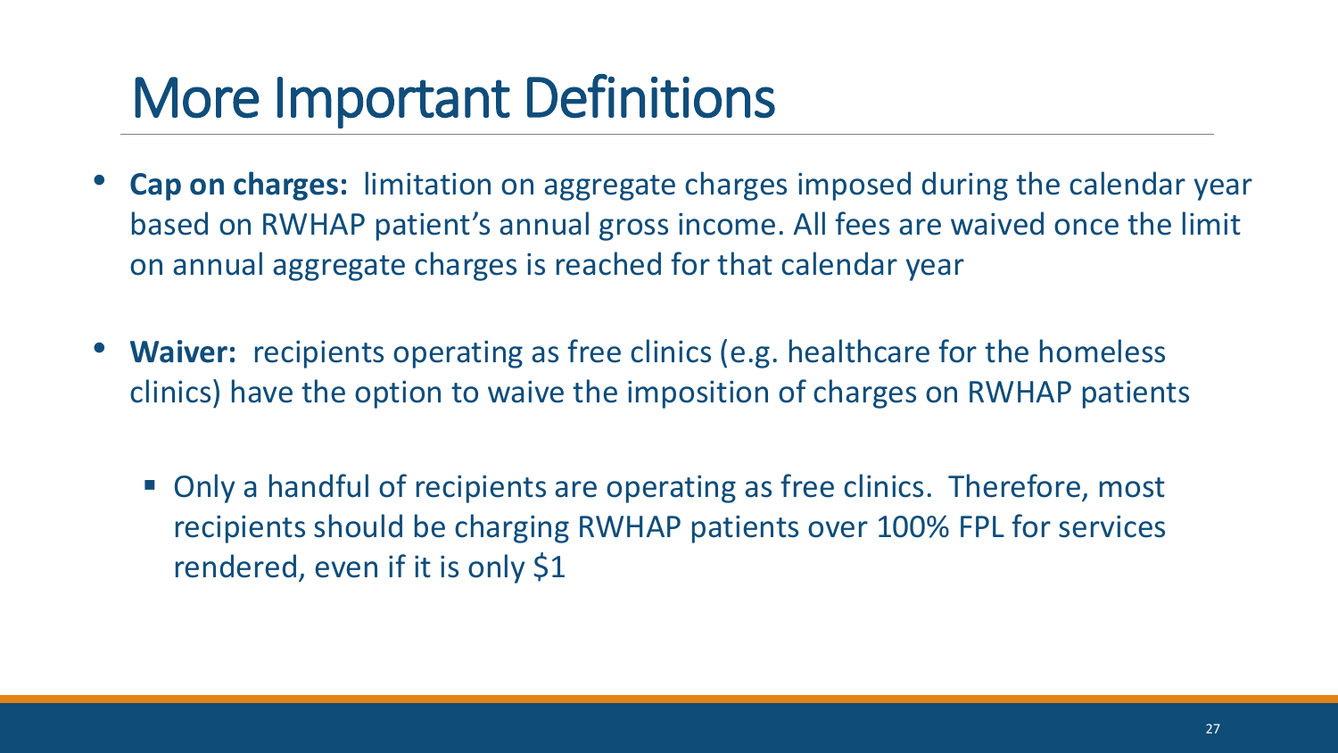# More Important Definitions

- **Cap on charges:** limitation on aggregate charges imposed during the calendar year based on RWHAP patient's annual gross income. All fees are waived once the limit on annual aggregate charges is reached for that calendar year

- **Waiver:** recipients operating as free clinics (e.g. healthcare for the homeless clinics) have the option to waive the imposition of charges on RWHAP patients

  - Only a handful of recipients are operating as free clinics. Therefore, most recipients should be charging RWHAP patients over 100% FPL for services rendered, even if it is only $1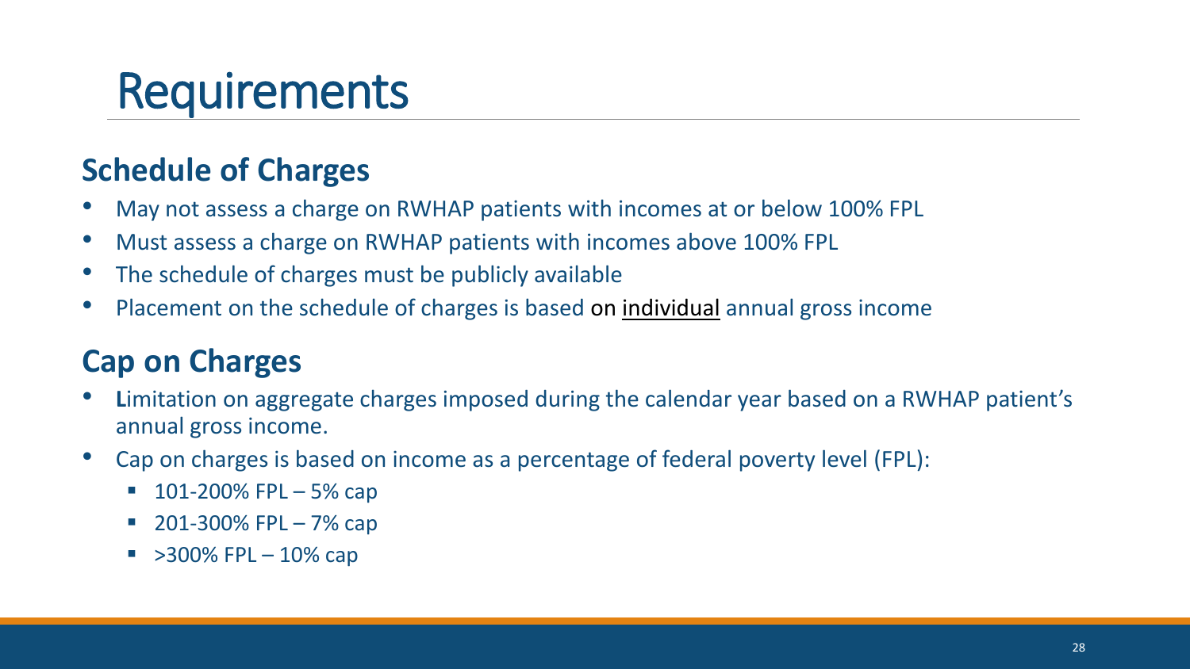# Requirements

## Schedule of Charges

- May not assess a charge on RWHAP patients with incomes at or below 100% FPL
- Must assess a charge on RWHAP patients with incomes above 100% FPL
- The schedule of charges must be publicly available
- Placement on the schedule of charges is based on <u>individual</u> annual gross income

## Cap on Charges

- **L**imitation on aggregate charges imposed during the calendar year based on a RWHAP patient's annual gross income.
- Cap on charges is based on income as a percentage of federal poverty level (FPL):
  - 101-200% FPL – 5% cap
  - 201-300% FPL – 7% cap
  - >300% FPL – 10% cap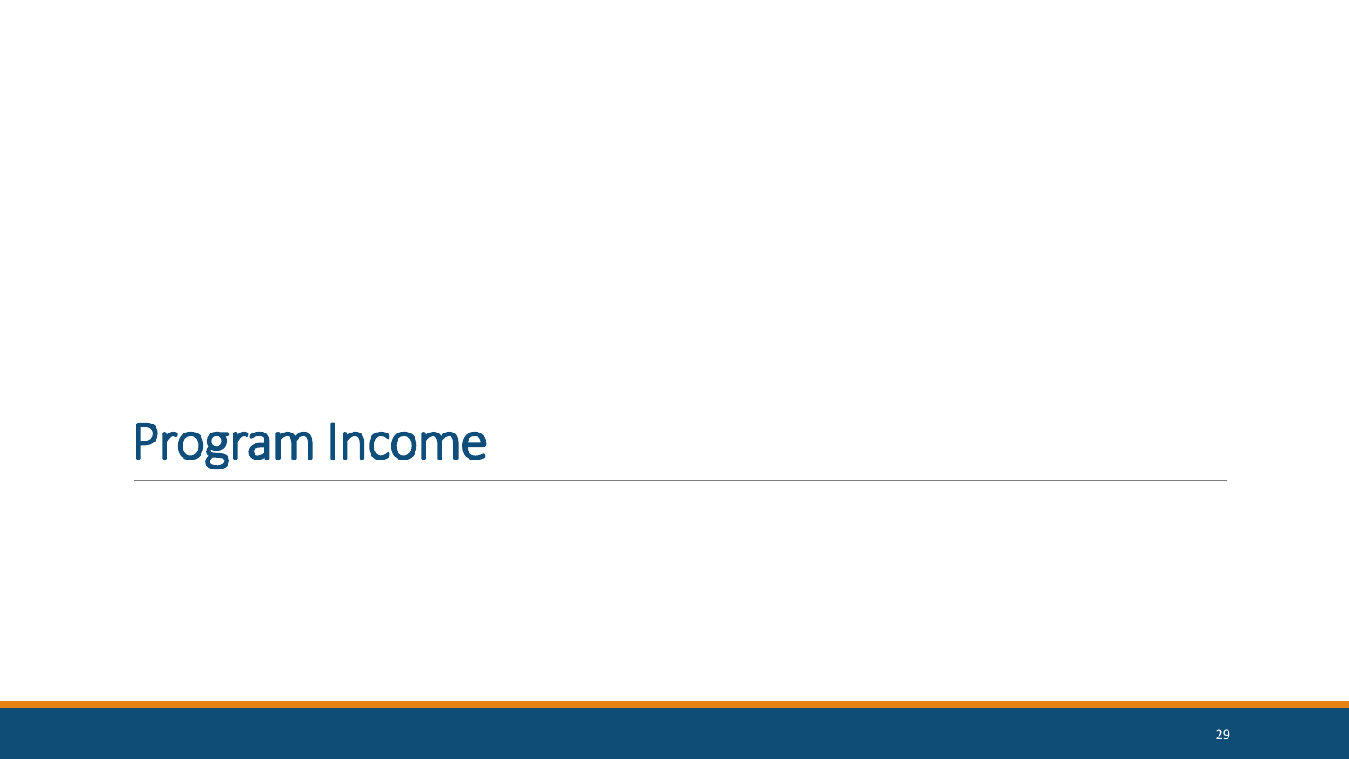# Program Income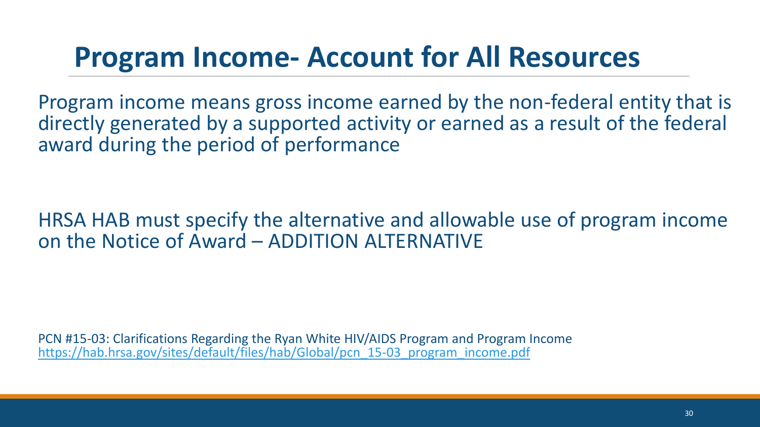# Program Income- Account for All Resources

Program income means gross income earned by the non-federal entity that is directly generated by a supported activity or earned as a result of the federal award during the period of performance

HRSA HAB must specify the alternative and allowable use of program income on the Notice of Award – ADDITION ALTERNATIVE

PCN #15-03: Clarifications Regarding the Ryan White HIV/AIDS Program and Program Income
https://hab.hrsa.gov/sites/default/files/hab/Global/pcn_15-03_program_income.pdf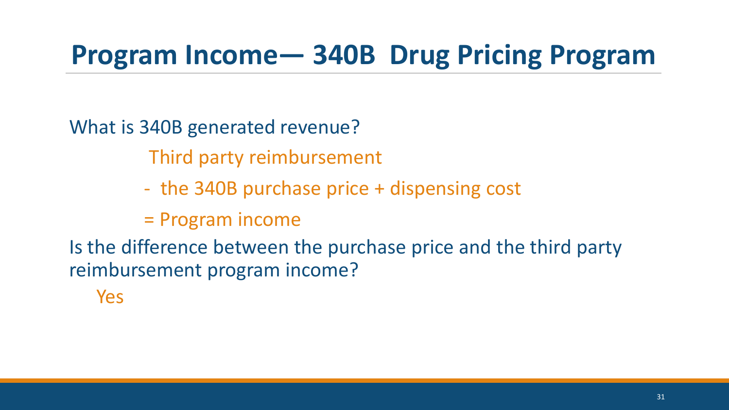# Program Income— 340B Drug Pricing Program

What is 340B generated revenue?

Third party reimbursement

- the 340B purchase price + dispensing cost

= Program income

Is the difference between the purchase price and the third party reimbursement program income?

Yes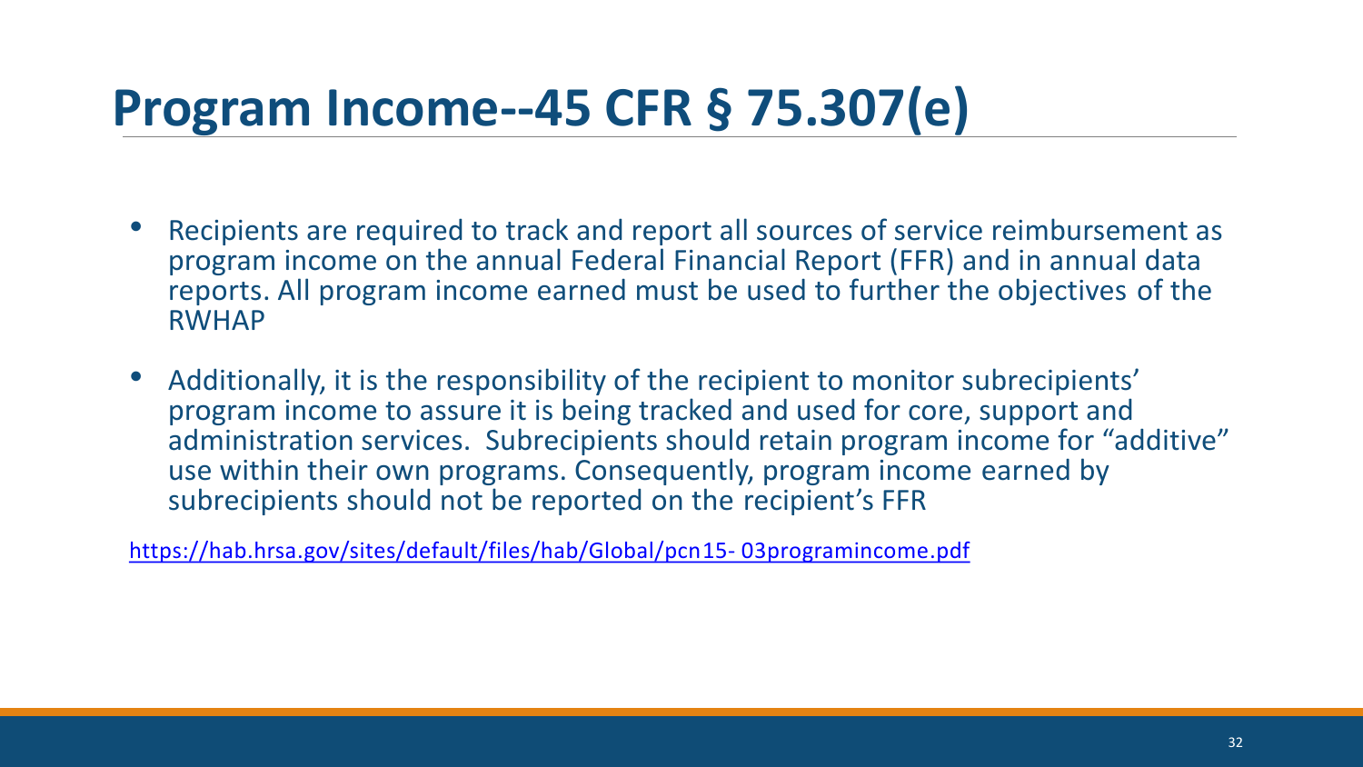# Program Income--45 CFR § 75.307(e)

- Recipients are required to track and report all sources of service reimbursement as program income on the annual Federal Financial Report (FFR) and in annual data reports. All program income earned must be used to further the objectives of the RWHAP
- Additionally, it is the responsibility of the recipient to monitor subrecipients' program income to assure it is being tracked and used for core, support and administration services. Subrecipients should retain program income for "additive" use within their own programs. Consequently, program income earned by subrecipients should not be reported on the recipient's FFR

https://hab.hrsa.gov/sites/default/files/hab/Global/pcn15- 03programincome.pdf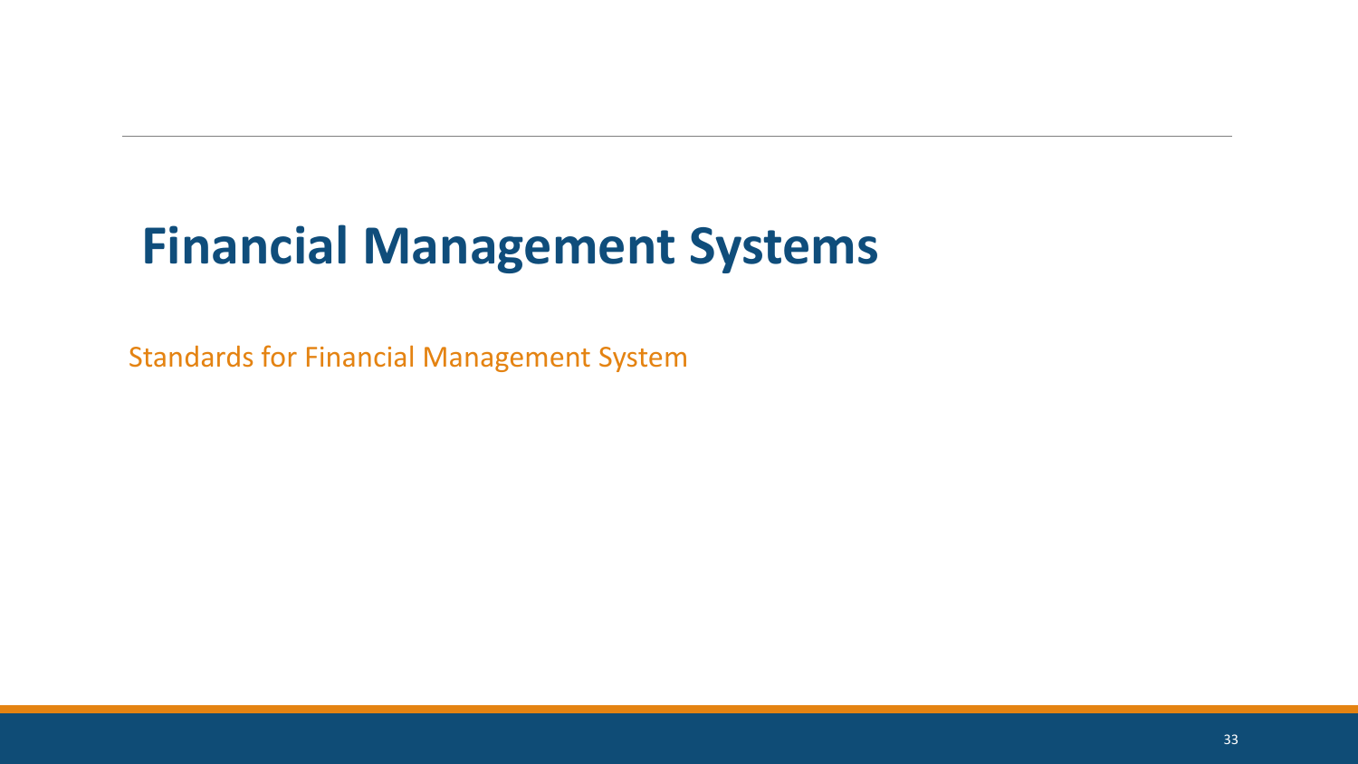# Financial Management Systems

Standards for Financial Management System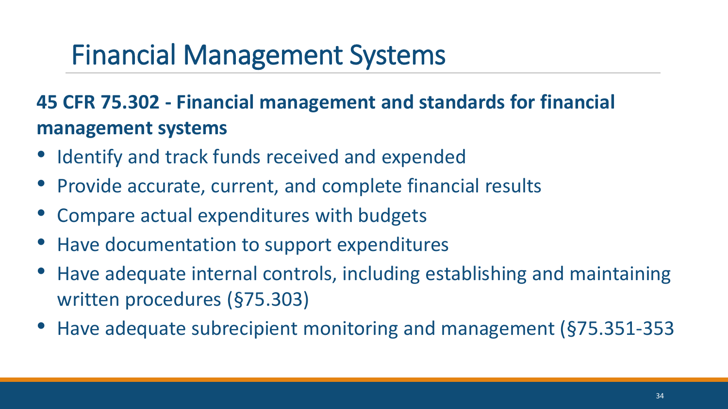# Financial Management Systems

**45 CFR 75.302 - Financial management and standards for financial management systems**

- Identify and track funds received and expended
- Provide accurate, current, and complete financial results
- Compare actual expenditures with budgets
- Have documentation to support expenditures
- Have adequate internal controls, including establishing and maintaining written procedures (§75.303)
- Have adequate subrecipient monitoring and management (§75.351-353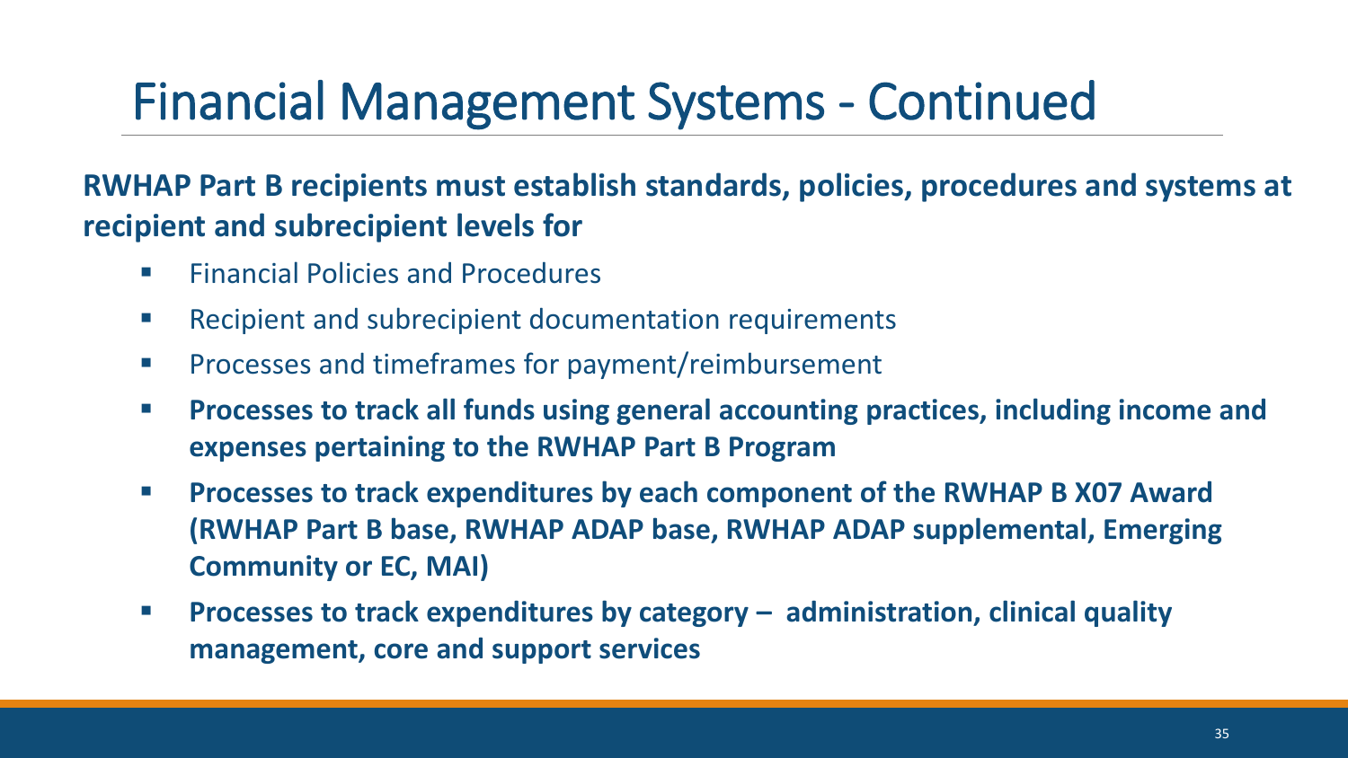# Financial Management Systems - Continued

**RWHAP Part B recipients must establish standards, policies, procedures and systems at recipient and subrecipient levels for**

- Financial Policies and Procedures
- Recipient and subrecipient documentation requirements
- Processes and timeframes for payment/reimbursement
- **Processes to track all funds using general accounting practices, including income and expenses pertaining to the RWHAP Part B Program**
- **Processes to track expenditures by each component of the RWHAP B X07 Award (RWHAP Part B base, RWHAP ADAP base, RWHAP ADAP supplemental, Emerging Community or EC, MAI)**
- **Processes to track expenditures by category – administration, clinical quality management, core and support services**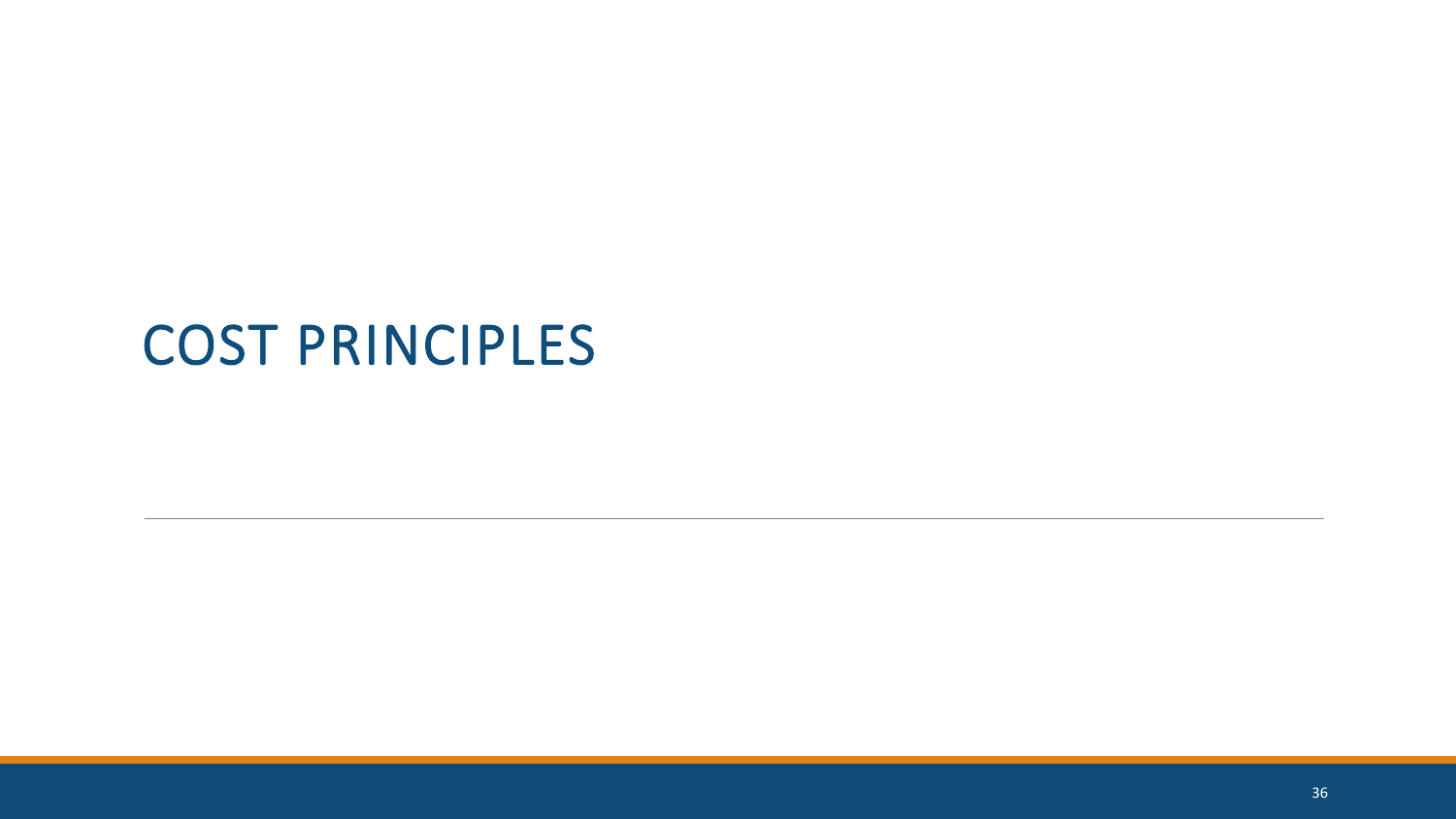# COST PRINCIPLES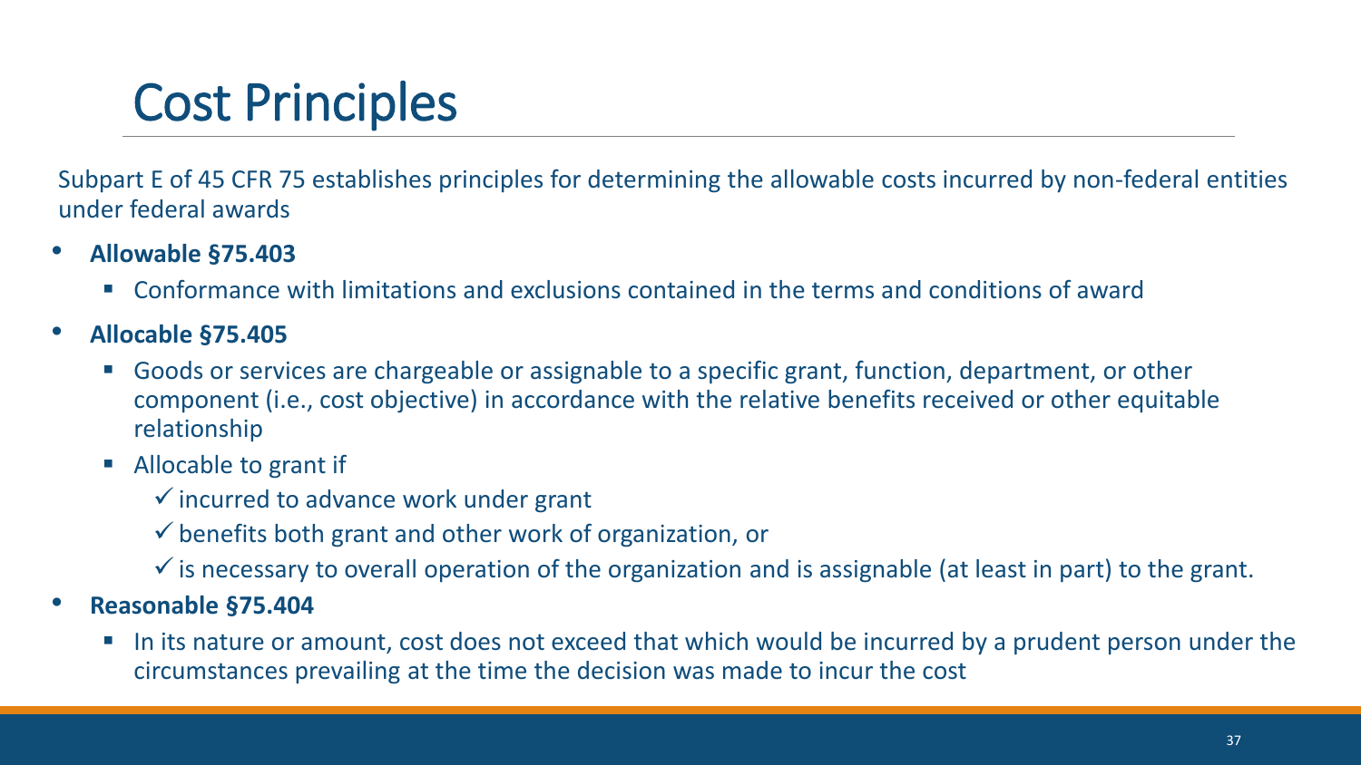# Cost Principles

Subpart E of 45 CFR 75 establishes principles for determining the allowable costs incurred by non-federal entities under federal awards

- **Allowable §75.403**
  - Conformance with limitations and exclusions contained in the terms and conditions of award
- **Allocable §75.405**
  - Goods or services are chargeable or assignable to a specific grant, function, department, or other component (i.e., cost objective) in accordance with the relative benefits received or other equitable relationship
  - Allocable to grant if
    - ✓ incurred to advance work under grant
    - ✓ benefits both grant and other work of organization, or
    - ✓ is necessary to overall operation of the organization and is assignable (at least in part) to the grant.
- **Reasonable §75.404**
  - In its nature or amount, cost does not exceed that which would be incurred by a prudent person under the circumstances prevailing at the time the decision was made to incur the cost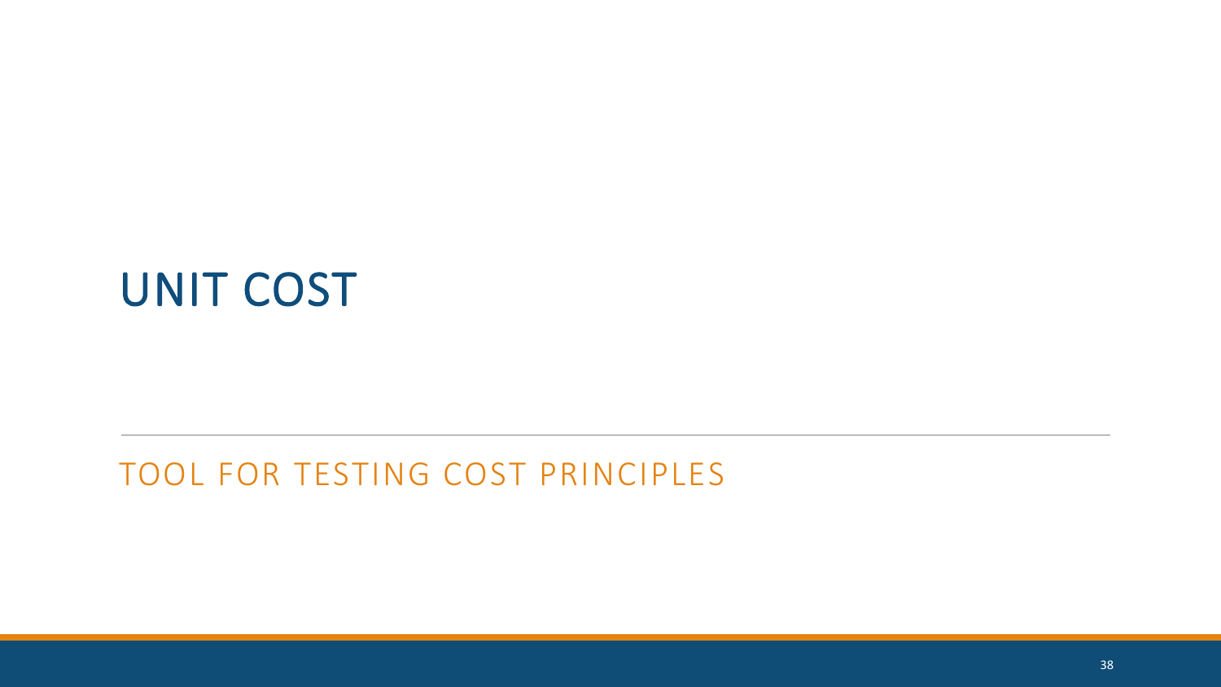# UNIT COST

## TOOL FOR TESTING COST PRINCIPLES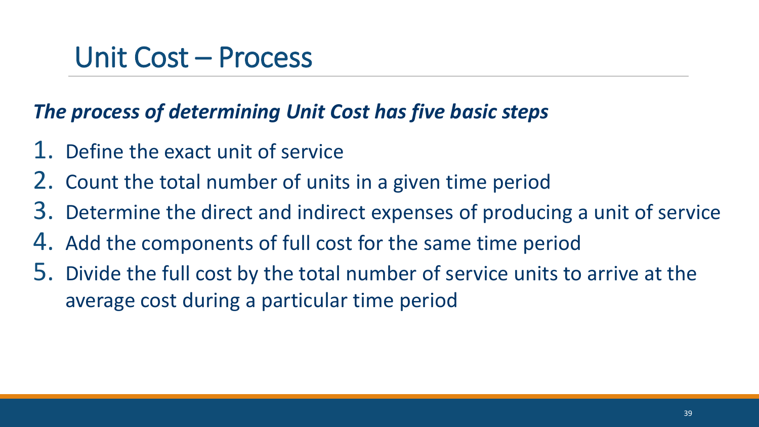# Unit Cost – Process

***The process of determining Unit Cost has five basic steps***

1. Define the exact unit of service
2. Count the total number of units in a given time period
3. Determine the direct and indirect expenses of producing a unit of service
4. Add the components of full cost for the same time period
5. Divide the full cost by the total number of service units to arrive at the average cost during a particular time period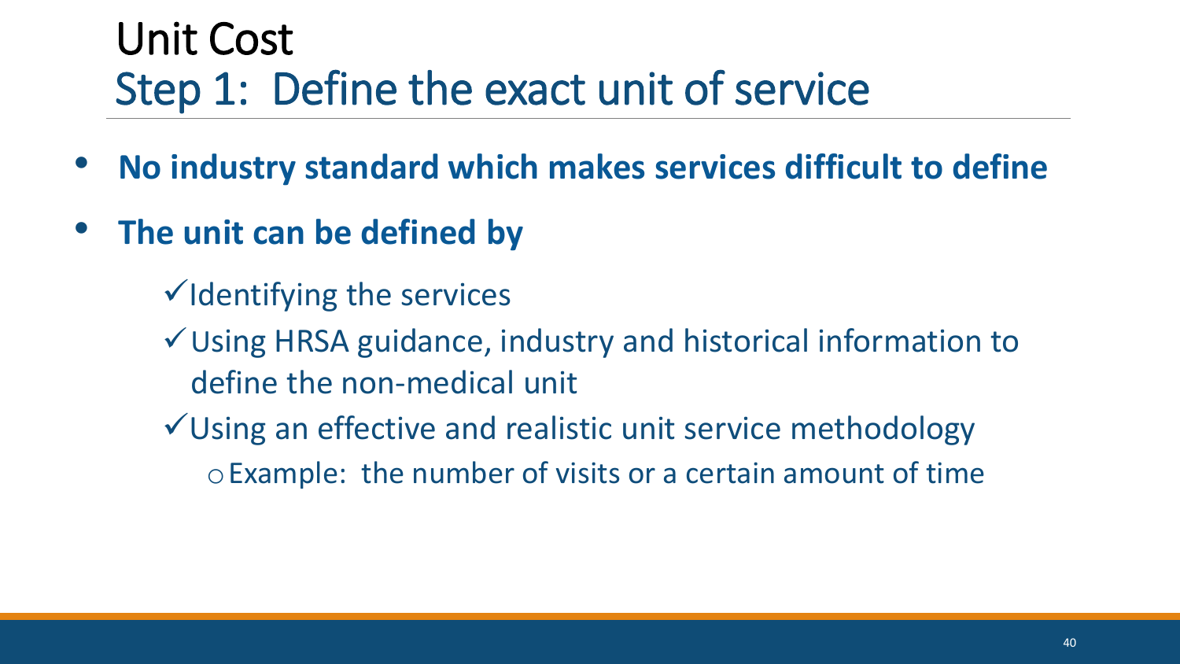# Unit Cost

## Step 1: Define the exact unit of service

- **No industry standard which makes services difficult to define**
- **The unit can be defined by**
  - ✓ Identifying the services
  - ✓ Using HRSA guidance, industry and historical information to define the non-medical unit
  - ✓ Using an effective and realistic unit service methodology
    - Example: the number of visits or a certain amount of time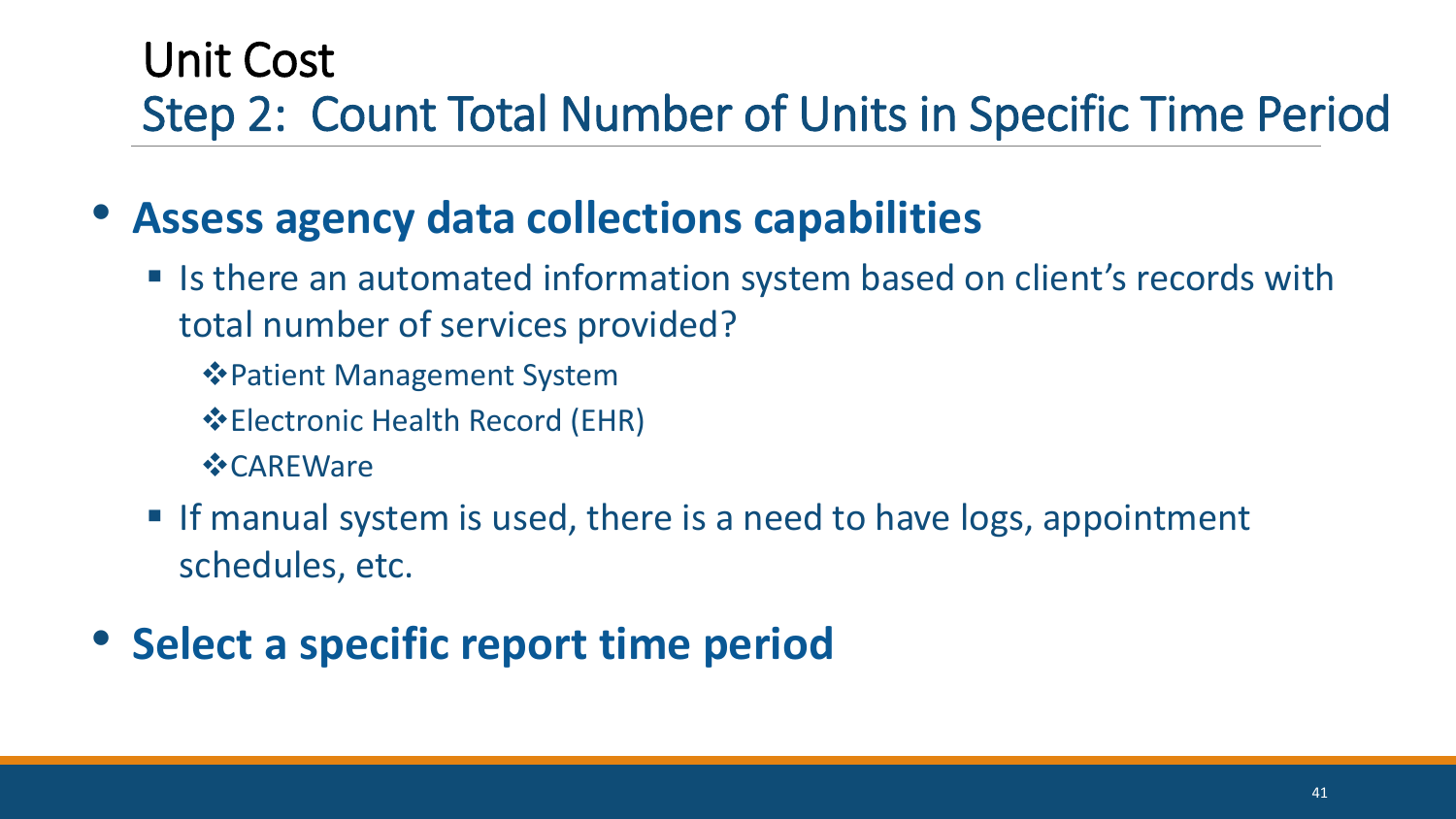# Unit Cost

## Step 2: Count Total Number of Units in Specific Time Period

- **Assess agency data collections capabilities**
  - Is there an automated information system based on client's records with total number of services provided?
    - Patient Management System
    - Electronic Health Record (EHR)
    - CAREWare
  - If manual system is used, there is a need to have logs, appointment schedules, etc.
- **Select a specific report time period**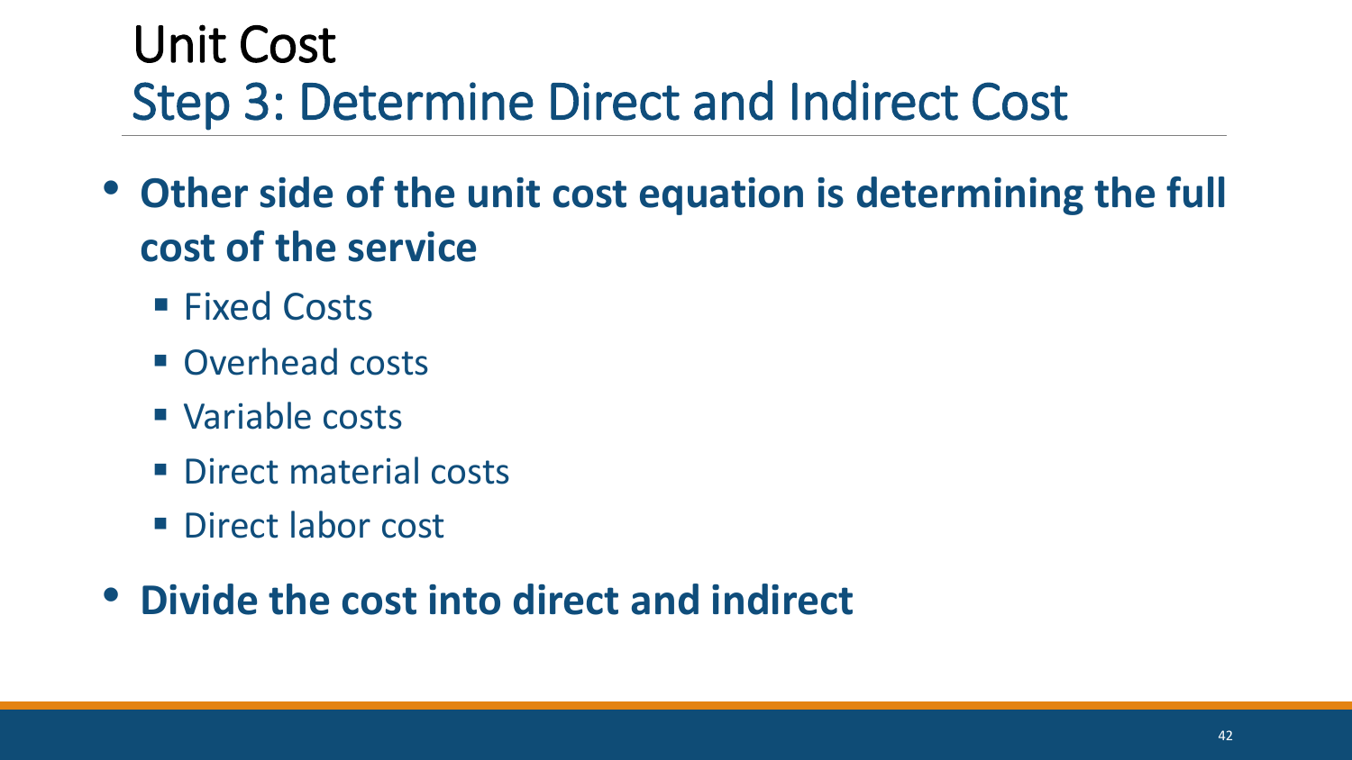# Unit Cost

## Step 3: Determine Direct and Indirect Cost

- **Other side of the unit cost equation is determining the full cost of the service**
  - Fixed Costs
  - Overhead costs
  - Variable costs
  - Direct material costs
  - Direct labor cost
- **Divide the cost into direct and indirect**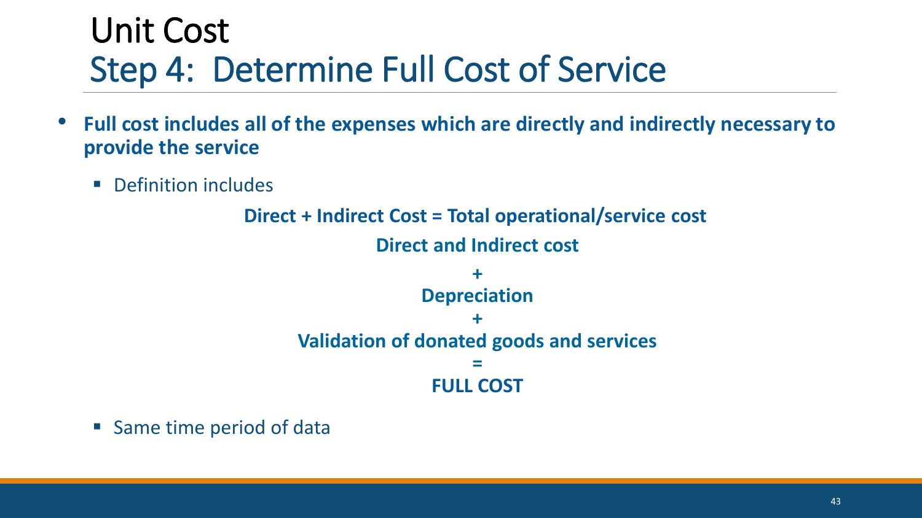# Unit Cost
## Step 4: Determine Full Cost of Service

- **Full cost includes all of the expenses which are directly and indirectly necessary to provide the service**
  - Definition includes

**Direct + Indirect Cost = Total operational/service cost**

**Direct and Indirect cost**

**+**

**Depreciation**

**+**

**Validation of donated goods and services**

**=**

**FULL COST**

  - Same time period of data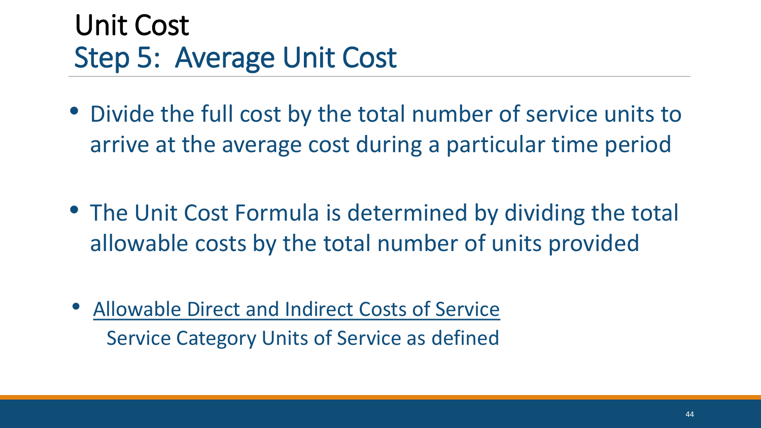# Unit Cost
## Step 5: Average Unit Cost

- Divide the full cost by the total number of service units to arrive at the average cost during a particular time period
- The Unit Cost Formula is determined by dividing the total allowable costs by the total number of units provided
- <u>Allowable Direct and Indirect Costs of Service</u>
  Service Category Units of Service as defined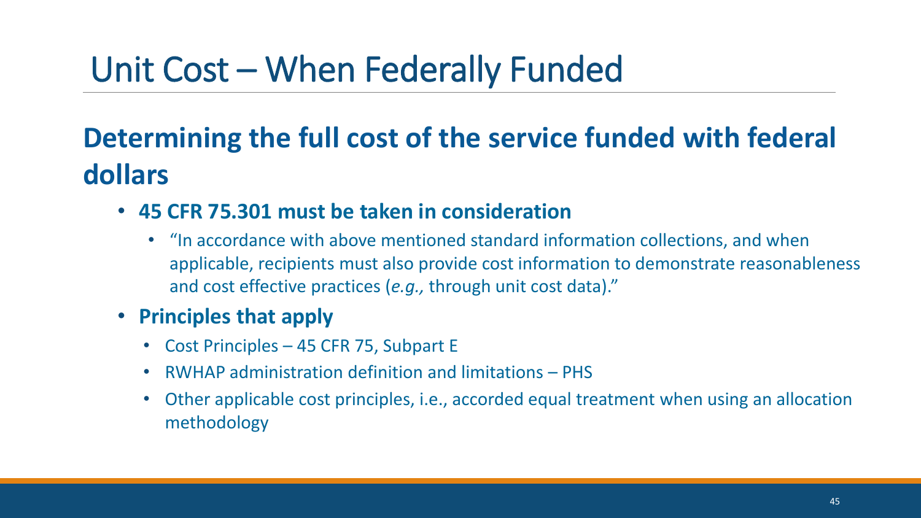# Unit Cost – When Federally Funded

## Determining the full cost of the service funded with federal dollars

- **45 CFR 75.301 must be taken in consideration**
  - "In accordance with above mentioned standard information collections, and when applicable, recipients must also provide cost information to demonstrate reasonableness and cost effective practices (*e.g.,* through unit cost data)."
- **Principles that apply**
  - Cost Principles – 45 CFR 75, Subpart E
  - RWHAP administration definition and limitations – PHS
  - Other applicable cost principles, i.e., accorded equal treatment when using an allocation methodology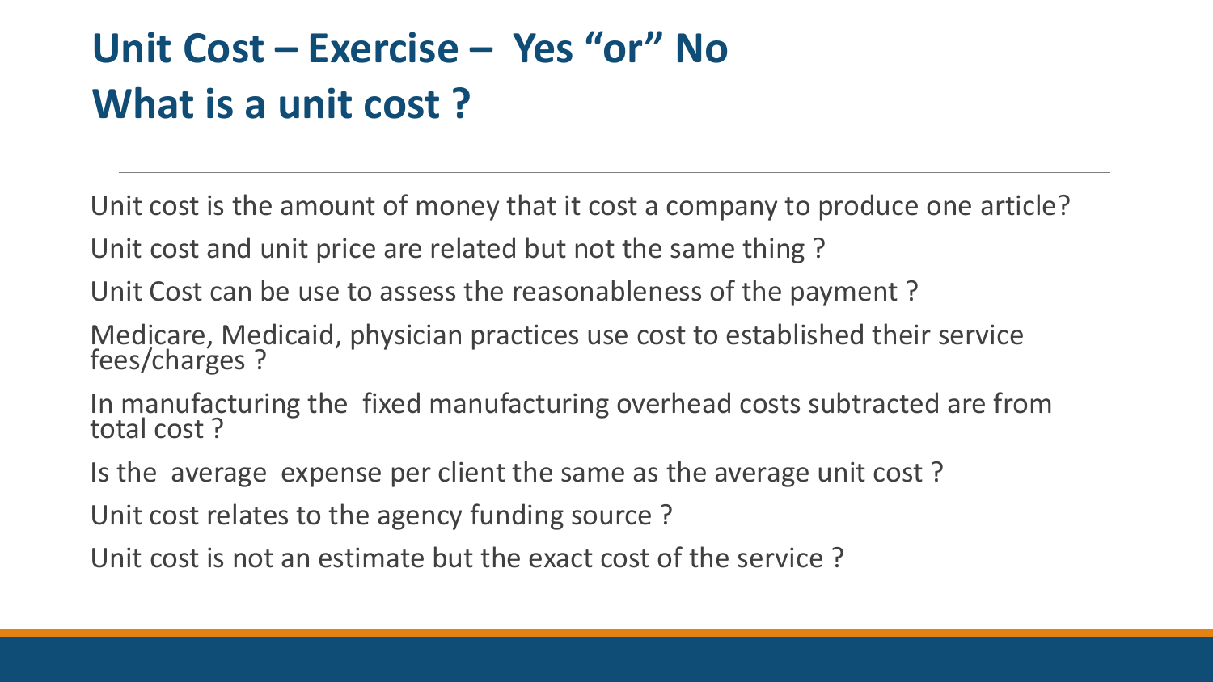# Unit Cost – Exercise – Yes "or" No
# What is a unit cost ?

Unit cost is the amount of money that it cost a company to produce one article?

Unit cost and unit price are related but not the same thing ?

Unit Cost can be use to assess the reasonableness of the payment ?

Medicare, Medicaid, physician practices use cost to established their service fees/charges ?

In manufacturing the fixed manufacturing overhead costs subtracted are from total cost ?

Is the average expense per client the same as the average unit cost ?

Unit cost relates to the agency funding source ?

Unit cost is not an estimate but the exact cost of the service ?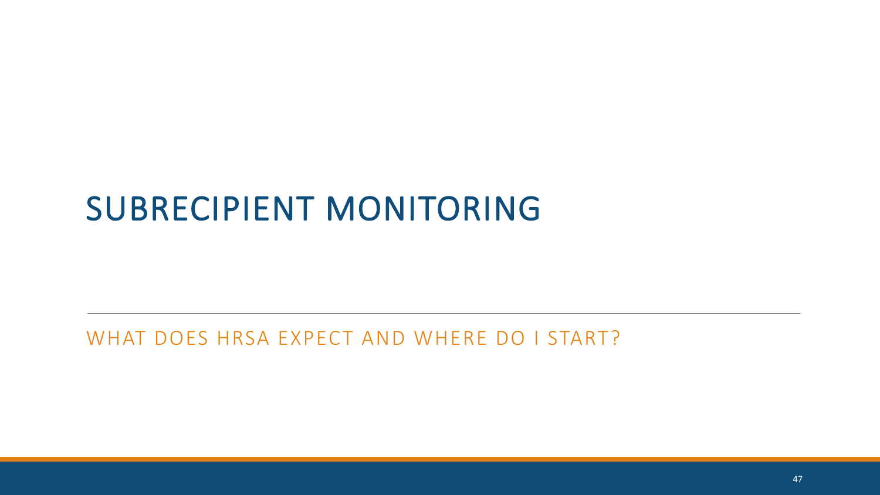# SUBRECIPIENT MONITORING

WHAT DOES HRSA EXPECT AND WHERE DO I START?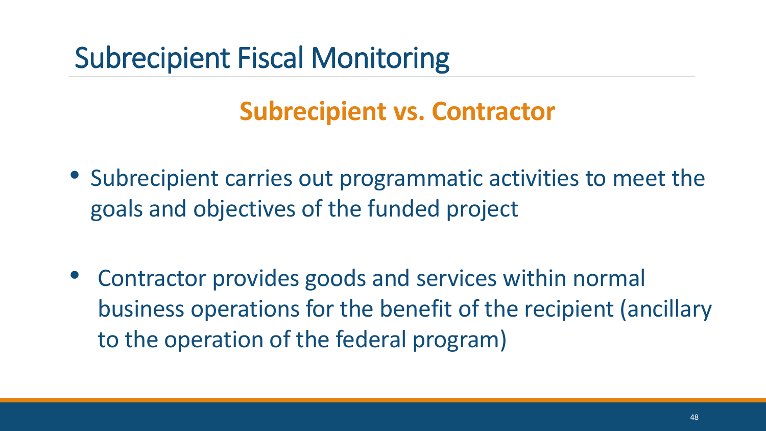# Subrecipient Fiscal Monitoring

## Subrecipient vs. Contractor

- Subrecipient carries out programmatic activities to meet the goals and objectives of the funded project
- Contractor provides goods and services within normal business operations for the benefit of the recipient (ancillary to the operation of the federal program)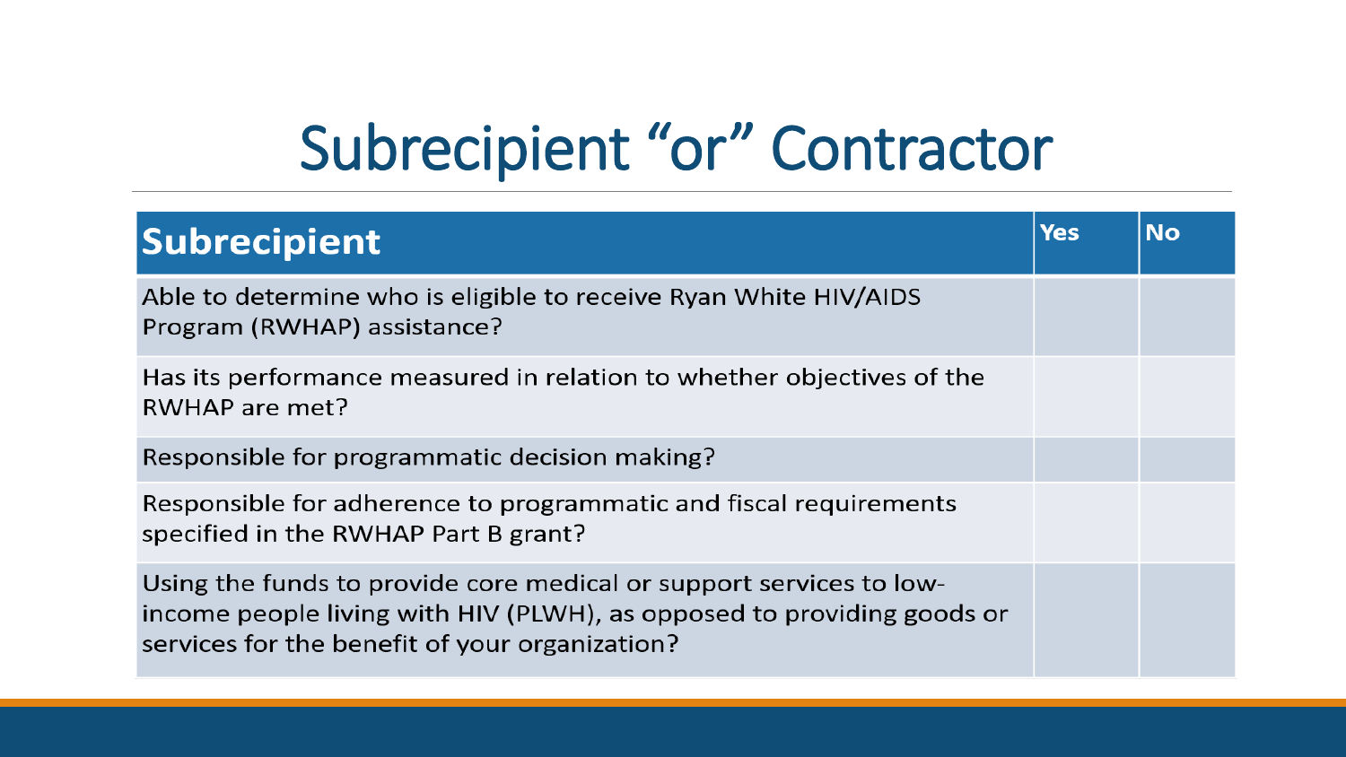# Subrecipient “or” Contractor

| Subrecipient | Yes | No |
| --- | --- | --- |
| Able to determine who is eligible to receive Ryan White HIV/AIDS Program (RWHAP) assistance? | | |
| Has its performance measured in relation to whether objectives of the RWHAP are met? | | |
| Responsible for programmatic decision making? | | |
| Responsible for adherence to programmatic and fiscal requirements specified in the RWHAP Part B grant? | | |
| Using the funds to provide core medical or support services to low-income people living with HIV (PLWH), as opposed to providing goods or services for the benefit of your organization? | | |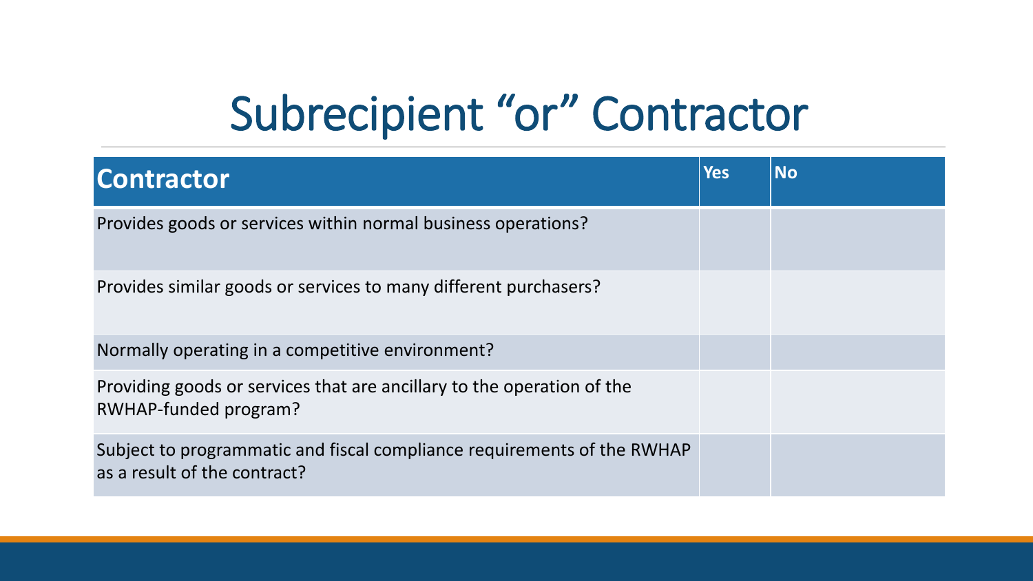# Subrecipient "or" Contractor

| Contractor | Yes | No |
| --- | --- | --- |
| Provides goods or services within normal business operations? | | |
| Provides similar goods or services to many different purchasers? | | |
| Normally operating in a competitive environment? | | |
| Providing goods or services that are ancillary to the operation of the RWHAP-funded program? | | |
| Subject to programmatic and fiscal compliance requirements of the RWHAP as a result of the contract? | | |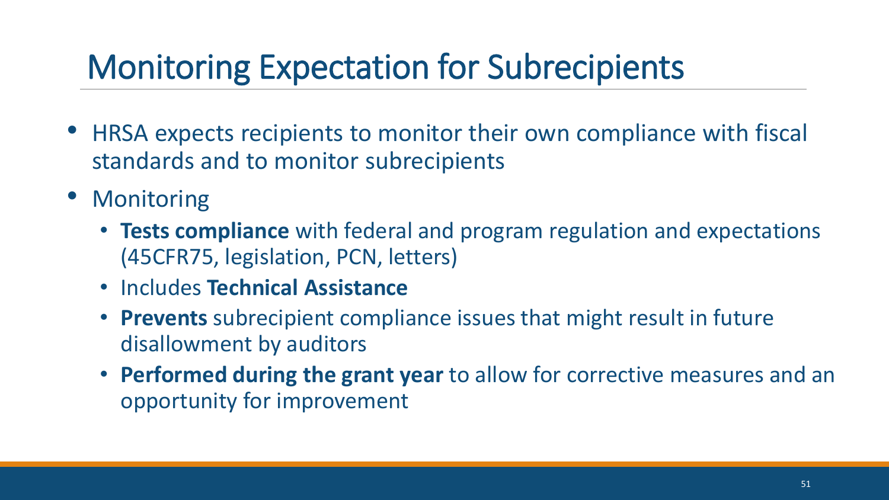# Monitoring Expectation for Subrecipients

- HRSA expects recipients to monitor their own compliance with fiscal standards and to monitor subrecipients
- Monitoring
  - **Tests compliance** with federal and program regulation and expectations (45CFR75, legislation, PCN, letters)
  - Includes **Technical Assistance**
  - **Prevents** subrecipient compliance issues that might result in future disallowment by auditors
  - **Performed during the grant year** to allow for corrective measures and an opportunity for improvement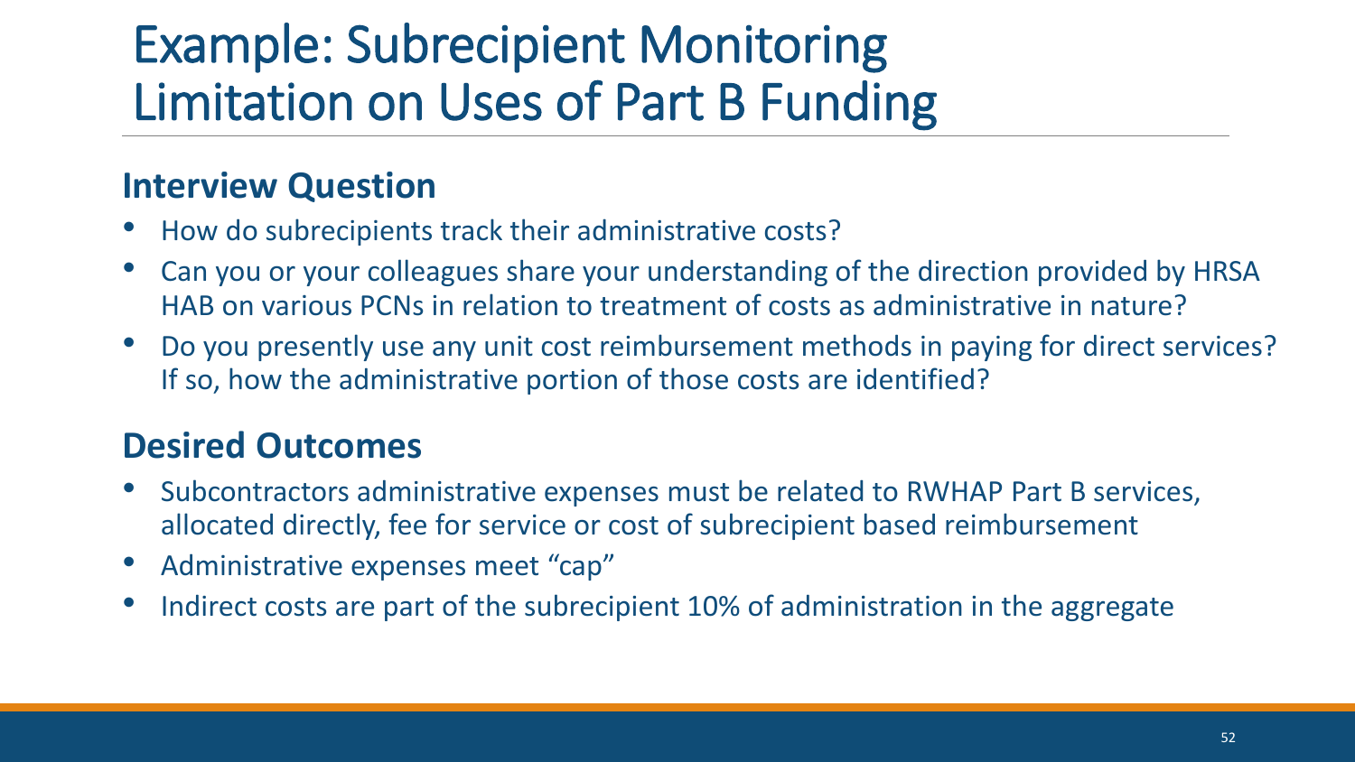# Example: Subrecipient Monitoring Limitation on Uses of Part B Funding

## Interview Question

- How do subrecipients track their administrative costs?
- Can you or your colleagues share your understanding of the direction provided by HRSA HAB on various PCNs in relation to treatment of costs as administrative in nature?
- Do you presently use any unit cost reimbursement methods in paying for direct services? If so, how the administrative portion of those costs are identified?

## Desired Outcomes

- Subcontractors administrative expenses must be related to RWHAP Part B services, allocated directly, fee for service or cost of subrecipient based reimbursement
- Administrative expenses meet "cap"
- Indirect costs are part of the subrecipient 10% of administration in the aggregate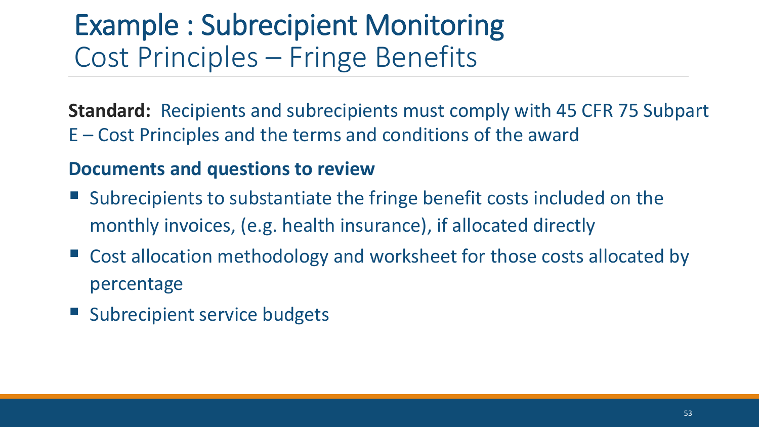# Example : Subrecipient Monitoring
## Cost Principles – Fringe Benefits

**Standard:** Recipients and subrecipients must comply with 45 CFR 75 Subpart E – Cost Principles and the terms and conditions of the award

**Documents and questions to review**

- Subrecipients to substantiate the fringe benefit costs included on the monthly invoices, (e.g. health insurance), if allocated directly
- Cost allocation methodology and worksheet for those costs allocated by percentage
- Subrecipient service budgets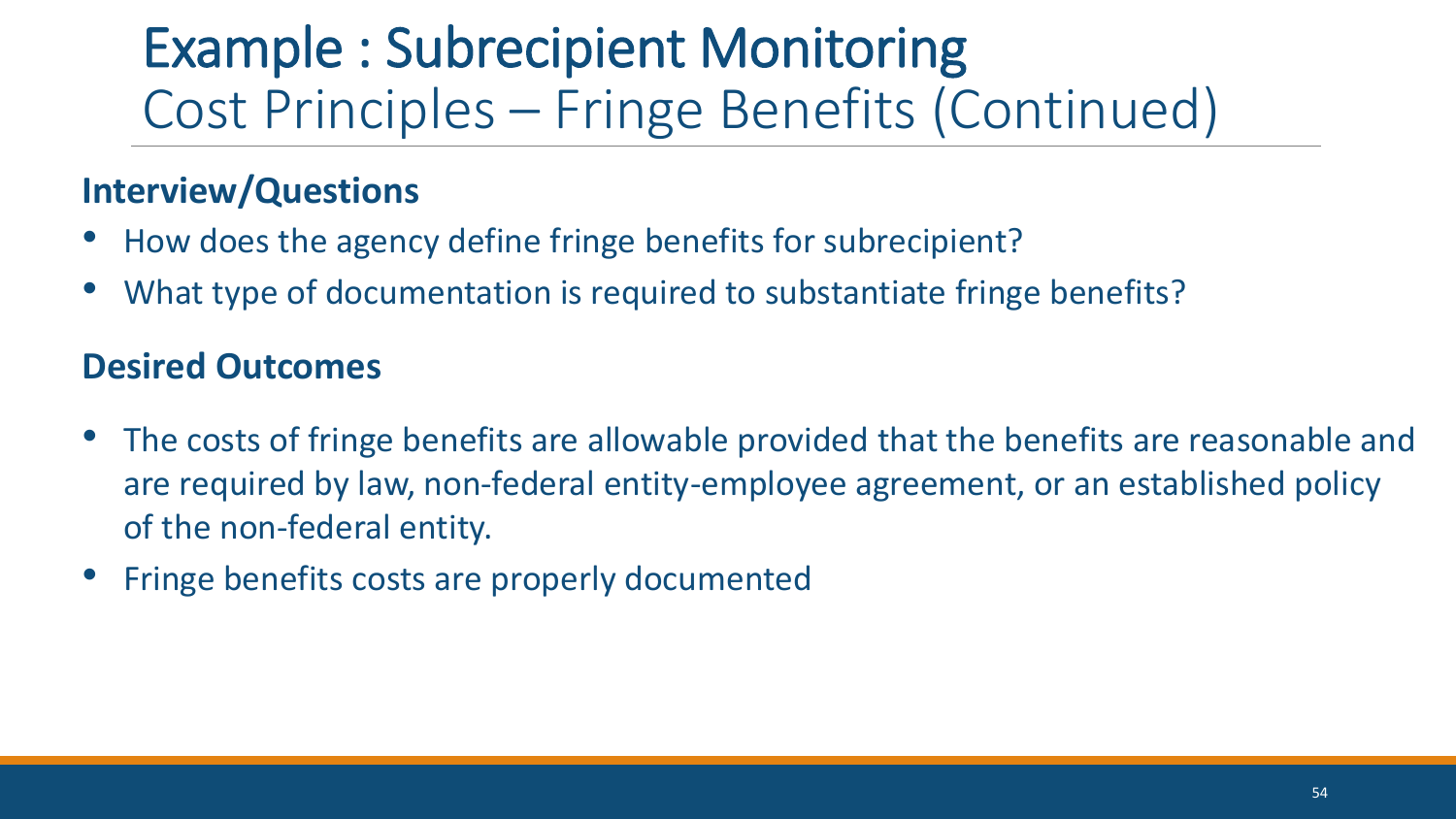# Example : Subrecipient Monitoring
## Cost Principles – Fringe Benefits (Continued)

**Interview/Questions**

- How does the agency define fringe benefits for subrecipient?
- What type of documentation is required to substantiate fringe benefits?

**Desired Outcomes**

- The costs of fringe benefits are allowable provided that the benefits are reasonable and are required by law, non-federal entity-employee agreement, or an established policy of the non-federal entity.
- Fringe benefits costs are properly documented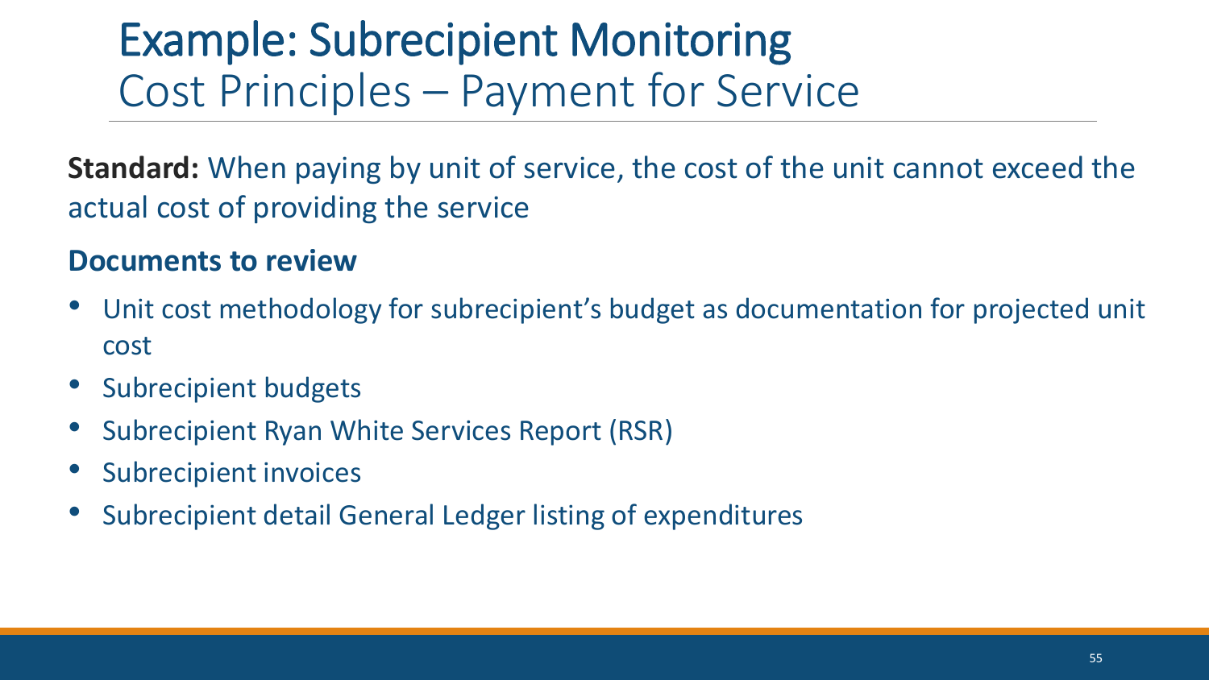# Example: Subrecipient Monitoring
## Cost Principles – Payment for Service

**Standard:** When paying by unit of service, the cost of the unit cannot exceed the actual cost of providing the service

**Documents to review**

- Unit cost methodology for subrecipient's budget as documentation for projected unit cost
- Subrecipient budgets
- Subrecipient Ryan White Services Report (RSR)
- Subrecipient invoices
- Subrecipient detail General Ledger listing of expenditures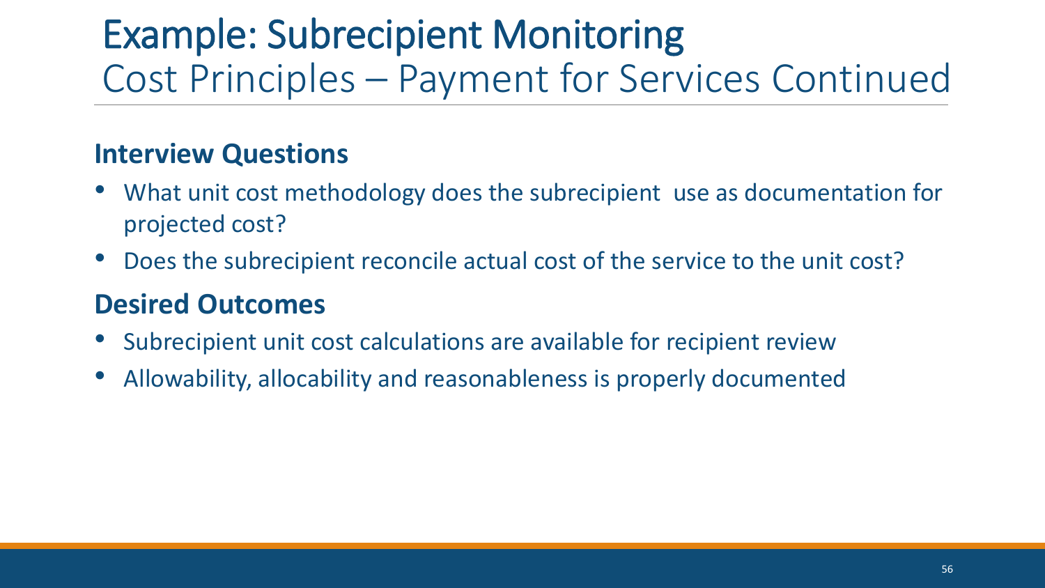# Example: Subrecipient Monitoring
## Cost Principles – Payment for Services Continued

### Interview Questions

- What unit cost methodology does the subrecipient use as documentation for projected cost?
- Does the subrecipient reconcile actual cost of the service to the unit cost?

### Desired Outcomes

- Subrecipient unit cost calculations are available for recipient review
- Allowability, allocability and reasonableness is properly documented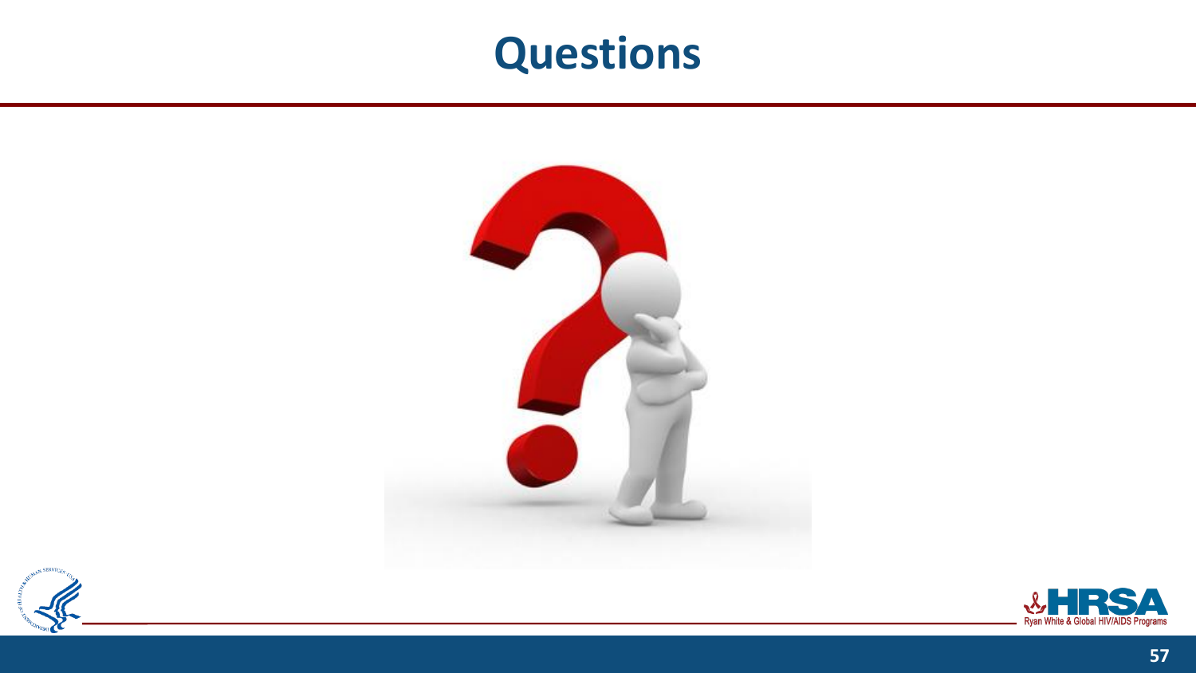# Questions